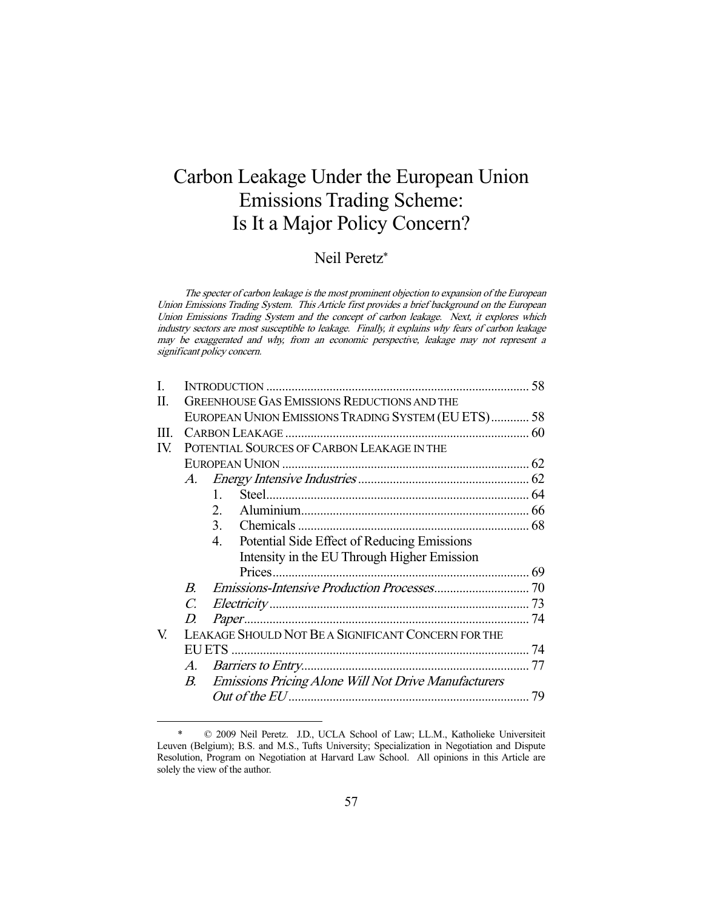# Carbon Leakage Under the European Union Emissions Trading Scheme: Is It a Major Policy Concern?

Neil Peretz*

*The specter of carbon leakage is the most prominent objection to expansion of the European Union Emissions Trading System. This Article first provides a brief background on the European Union Emissions Trading System and the concept of carbon leakage. Next, it explores which industry sectors are most susceptible to leakage. Finally, it explains why fears of carbon leakage may be exaggerated and why, from an economic perspective, leakage may not represent a significant policy concern.*

| | | | |
|---|---|---|---|
| I. | INTRODUCTION | | 58 |
| II. | GREENHOUSE GAS EMISSIONS REDUCTIONS AND THE EUROPEAN UNION EMISSIONS TRADING SYSTEM (EU ETS) | | 58 |
| III. | CARBON LEAKAGE | | 60 |
| IV. | POTENTIAL SOURCES OF CARBON LEAKAGE IN THE EUROPEAN UNION | | 62 |
| | *A.* | *Energy Intensive Industries* | 62 |
| | | 1. Steel | 64 |
| | | 2. Aluminium | 66 |
| | | 3. Chemicals | 68 |
| | | 4. Potential Side Effect of Reducing Emissions Intensity in the EU Through Higher Emission Prices | 69 |
| | *B.* | *Emissions-Intensive Production Processes* | 70 |
| | *C.* | *Electricity* | 73 |
| | *D.* | *Paper* | 74 |
| V. | LEAKAGE SHOULD NOT BE A SIGNIFICANT CONCERN FOR THE EU ETS | | 74 |
| | *A.* | *Barriers to Entry* | 77 |
| | *B.* | *Emissions Pricing Alone Will Not Drive Manufacturers Out of the EU* | 79 |

\* © 2009 Neil Peretz. J.D., UCLA School of Law; LL.M., Katholieke Universiteit Leuven (Belgium); B.S. and M.S., Tufts University; Specialization in Negotiation and Dispute Resolution, Program on Negotiation at Harvard Law School. All opinions in this Article are solely the view of the author.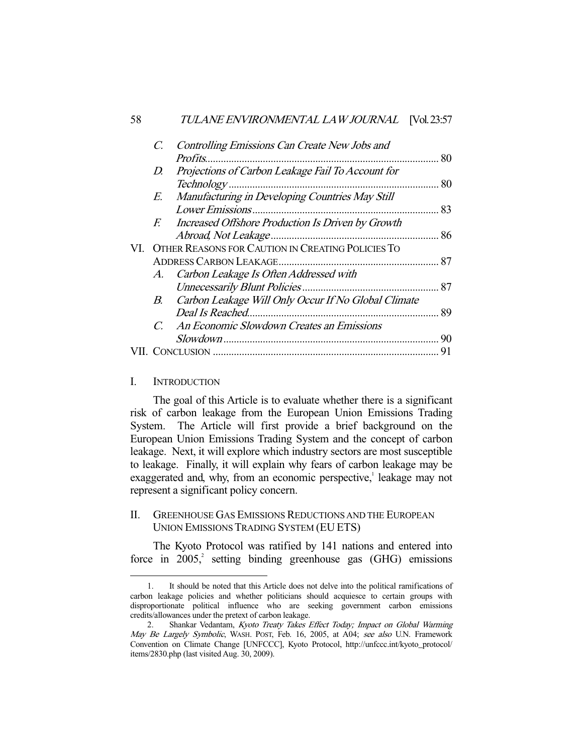C. *Controlling Emissions Can Create New Jobs and Profits* ........ 80
D. *Projections of Carbon Leakage Fail To Account for Technology* ........ 80
E. *Manufacturing in Developing Countries May Still Lower Emissions* ........ 83
F. *Increased Offshore Production Is Driven by Growth Abroad, Not Leakage* ........ 86

VI. OTHER REASONS FOR CAUTION IN CREATING POLICIES TO ADDRESS CARBON LEAKAGE ........ 87
A. *Carbon Leakage Is Often Addressed with Unnecessarily Blunt Policies* ........ 87
B. *Carbon Leakage Will Only Occur If No Global Climate Deal Is Reached* ........ 89
C. *An Economic Slowdown Creates an Emissions Slowdown* ........ 90

VII. CONCLUSION ........ 91

## I. INTRODUCTION

The goal of this Article is to evaluate whether there is a significant risk of carbon leakage from the European Union Emissions Trading System. The Article will first provide a brief background on the European Union Emissions Trading System and the concept of carbon leakage. Next, it will explore which industry sectors are most susceptible to leakage. Finally, it will explain why fears of carbon leakage may be exaggerated and, why, from an economic perspective,[1] leakage may not represent a significant policy concern.

## II. GREENHOUSE GAS EMISSIONS REDUCTIONS AND THE EUROPEAN UNION EMISSIONS TRADING SYSTEM (EU ETS)

The Kyoto Protocol was ratified by 141 nations and entered into force in 2005,[2] setting binding greenhouse gas (GHG) emissions

---

1. It should be noted that this Article does not delve into the political ramifications of carbon leakage policies and whether politicians should acquiesce to certain groups with disproportionate political influence who are seeking government carbon emissions credits/allowances under the pretext of carbon leakage.

2. Shankar Vedantam, *Kyoto Treaty Takes Effect Today; Impact on Global Warming May Be Largely Symbolic*, WASH. POST, Feb. 16, 2005, at A04; *see also* U.N. Framework Convention on Climate Change [UNFCCC], Kyoto Protocol, http://unfccc.int/kyoto_protocol/items/2830.php (last visited Aug. 30, 2009).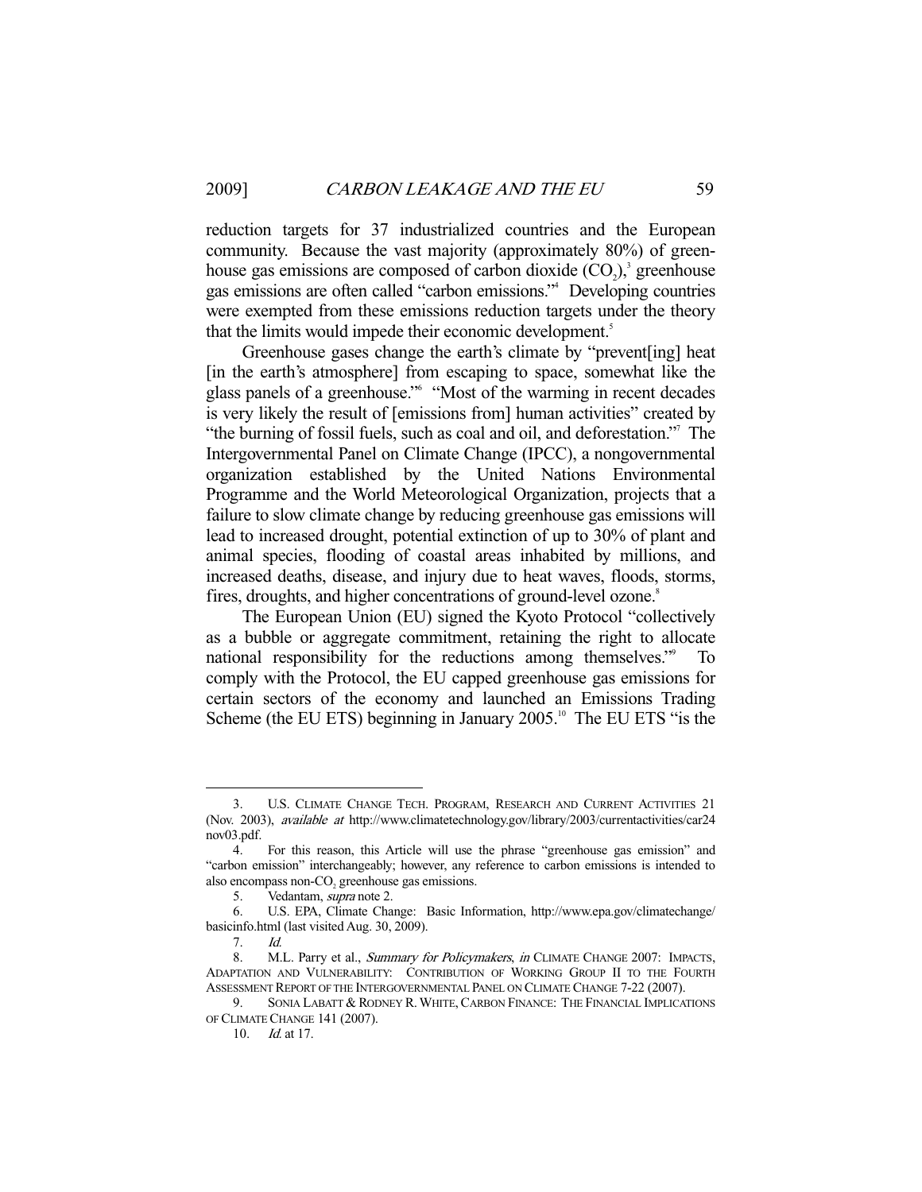reduction targets for 37 industrialized countries and the European community. Because the vast majority (approximately 80%) of greenhouse gas emissions are composed of carbon dioxide ($CO_2$),[3] greenhouse gas emissions are often called "carbon emissions."[4] Developing countries were exempted from these emissions reduction targets under the theory that the limits would impede their economic development.[5]

Greenhouse gases change the earth's climate by "prevent[ing] heat [in the earth's atmosphere] from escaping to space, somewhat like the glass panels of a greenhouse."[6] "Most of the warming in recent decades is very likely the result of [emissions from] human activities" created by "the burning of fossil fuels, such as coal and oil, and deforestation."[7] The Intergovernmental Panel on Climate Change (IPCC), a nongovernmental organization established by the United Nations Environmental Programme and the World Meteorological Organization, projects that a failure to slow climate change by reducing greenhouse gas emissions will lead to increased drought, potential extinction of up to 30% of plant and animal species, flooding of coastal areas inhabited by millions, and increased deaths, disease, and injury due to heat waves, floods, storms, fires, droughts, and higher concentrations of ground-level ozone.[8]

The European Union (EU) signed the Kyoto Protocol "collectively as a bubble or aggregate commitment, retaining the right to allocate national responsibility for the reductions among themselves."[9] To comply with the Protocol, the EU capped greenhouse gas emissions for certain sectors of the economy and launched an Emissions Trading Scheme (the EU ETS) beginning in January 2005.[10] The EU ETS "is the

---

3. U.S. CLIMATE CHANGE TECH. PROGRAM, RESEARCH AND CURRENT ACTIVITIES 21 (Nov. 2003), *available at* http://www.climatetechnology.gov/library/2003/currentactivities/car24nov03.pdf.

4. For this reason, this Article will use the phrase "greenhouse gas emission" and "carbon emission" interchangeably; however, any reference to carbon emissions is intended to also encompass non-$CO_2$ greenhouse gas emissions.

5. Vedantam, *supra* note 2.

6. U.S. EPA, Climate Change: Basic Information, http://www.epa.gov/climatechange/basicinfo.html (last visited Aug. 30, 2009).

7. *Id.*

8. M.L. Parry et al., *Summary for Policymakers*, *in* CLIMATE CHANGE 2007: IMPACTS, ADAPTATION AND VULNERABILITY: CONTRIBUTION OF WORKING GROUP II TO THE FOURTH ASSESSMENT REPORT OF THE INTERGOVERNMENTAL PANEL ON CLIMATE CHANGE 7-22 (2007).

9. SONIA LABATT & RODNEY R. WHITE, CARBON FINANCE: THE FINANCIAL IMPLICATIONS OF CLIMATE CHANGE 141 (2007).

10. *Id.* at 17.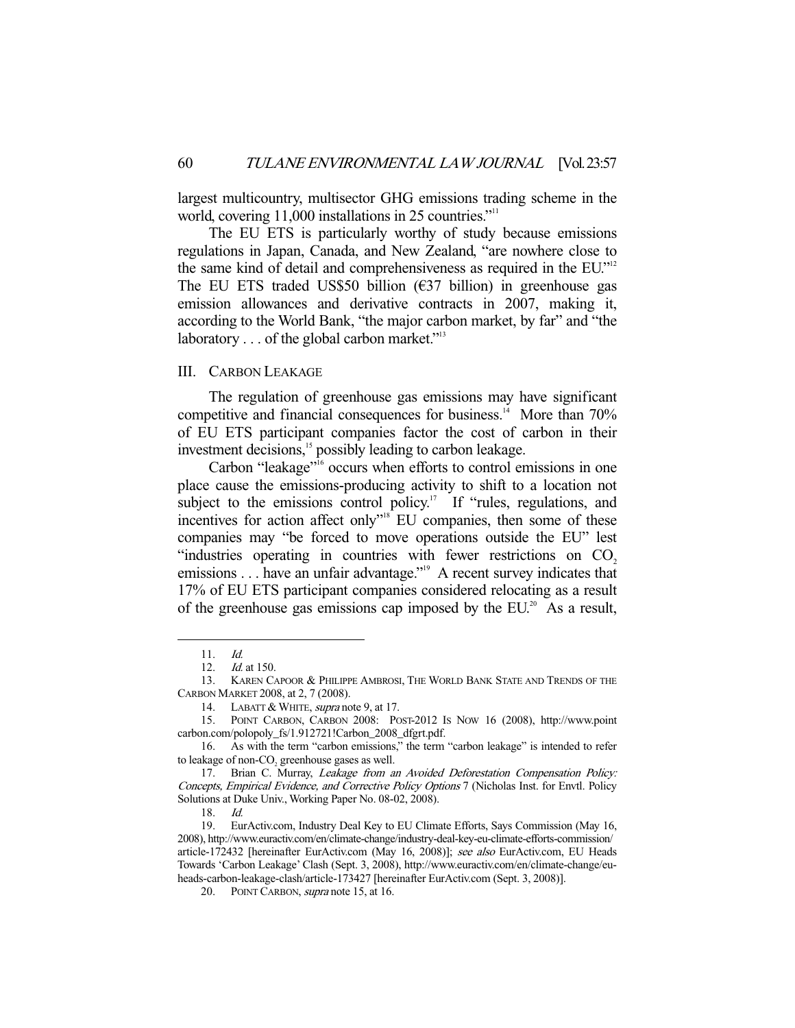largest multicountry, multisector GHG emissions trading scheme in the world, covering 11,000 installations in 25 countries."[11]

The EU ETS is particularly worthy of study because emissions regulations in Japan, Canada, and New Zealand, "are nowhere close to the same kind of detail and comprehensiveness as required in the EU."[12] The EU ETS traded US$50 billion (€37 billion) in greenhouse gas emission allowances and derivative contracts in 2007, making it, according to the World Bank, "the major carbon market, by far" and "the laboratory . . . of the global carbon market."[13]

## III. CARBON LEAKAGE

The regulation of greenhouse gas emissions may have significant competitive and financial consequences for business.[14] More than 70% of EU ETS participant companies factor the cost of carbon in their investment decisions,[15] possibly leading to carbon leakage.

Carbon "leakage"[16] occurs when efforts to control emissions in one place cause the emissions-producing activity to shift to a location not subject to the emissions control policy.[17] If "rules, regulations, and incentives for action affect only"[18] EU companies, then some of these companies may "be forced to move operations outside the EU" lest "industries operating in countries with fewer restrictions on $CO_2$ emissions . . . have an unfair advantage."[19] A recent survey indicates that 17% of EU ETS participant companies considered relocating as a result of the greenhouse gas emissions cap imposed by the EU.[20] As a result,

---

11. *Id.*
12. *Id.* at 150.
13. KAREN CAPOOR & PHILIPPE AMBROSI, THE WORLD BANK STATE AND TRENDS OF THE CARBON MARKET 2008, at 2, 7 (2008).
14. LABATT & WHITE, *supra* note 9, at 17.
15. POINT CARBON, CARBON 2008: POST-2012 IS NOW 16 (2008), http://www.pointcarbon.com/polopoly_fs/1.912721!Carbon_2008_dfgrt.pdf.
16. As with the term "carbon emissions," the term "carbon leakage" is intended to refer to leakage of non-$CO_2$ greenhouse gases as well.
17. Brian C. Murray, *Leakage from an Avoided Deforestation Compensation Policy: Concepts, Empirical Evidence, and Corrective Policy Options* 7 (Nicholas Inst. for Envtl. Policy Solutions at Duke Univ., Working Paper No. 08-02, 2008).
18. *Id.*
19. EurActiv.com, Industry Deal Key to EU Climate Efforts, Says Commission (May 16, 2008), http://www.euractiv.com/en/climate-change/industry-deal-key-eu-climate-efforts-commission/article-172432 [hereinafter EurActiv.com (May 16, 2008)]; *see also* EurActiv.com, EU Heads Towards 'Carbon Leakage' Clash (Sept. 3, 2008), http://www.euractiv.com/en/climate-change/eu-heads-carbon-leakage-clash/article-173427 [hereinafter EurActiv.com (Sept. 3, 2008)].
20. POINT CARBON, *supra* note 15, at 16.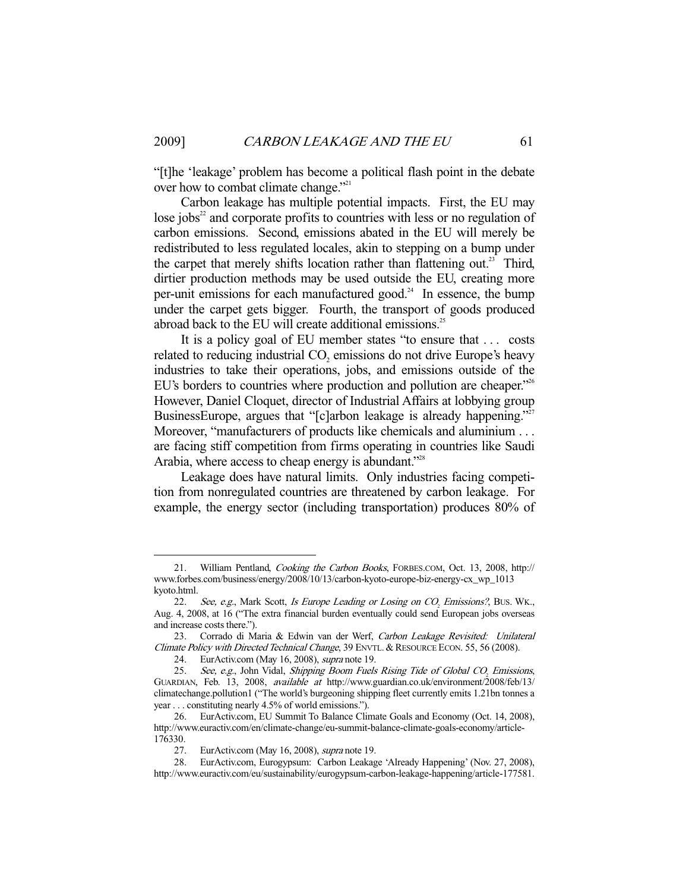"[t]he 'leakage' problem has become a political flash point in the debate over how to combat climate change."[21]

Carbon leakage has multiple potential impacts. First, the EU may lose jobs[22] and corporate profits to countries with less or no regulation of carbon emissions. Second, emissions abated in the EU will merely be redistributed to less regulated locales, akin to stepping on a bump under the carpet that merely shifts location rather than flattening out.[23] Third, dirtier production methods may be used outside the EU, creating more per-unit emissions for each manufactured good.[24] In essence, the bump under the carpet gets bigger. Fourth, the transport of goods produced abroad back to the EU will create additional emissions.[25]

It is a policy goal of EU member states "to ensure that . . . costs related to reducing industrial $CO_2$ emissions do not drive Europe's heavy industries to take their operations, jobs, and emissions outside of the EU's borders to countries where production and pollution are cheaper."[26] However, Daniel Cloquet, director of Industrial Affairs at lobbying group BusinessEurope, argues that "[c]arbon leakage is already happening."[27] Moreover, "manufacturers of products like chemicals and aluminium . . . are facing stiff competition from firms operating in countries like Saudi Arabia, where access to cheap energy is abundant."[28]

Leakage does have natural limits. Only industries facing competition from nonregulated countries are threatened by carbon leakage. For example, the energy sector (including transportation) produces 80% of

---

21. William Pentland, *Cooking the Carbon Books*, FORBES.COM, Oct. 13, 2008, http://www.forbes.com/business/energy/2008/10/13/carbon-kyoto-europe-biz-energy-cx_wp_1013kyoto.html.

22. *See, e.g.*, Mark Scott, *Is Europe Leading or Losing on $CO_2$ Emissions?*, BUS. WK., Aug. 4, 2008, at 16 ("The extra financial burden eventually could send European jobs overseas and increase costs there.").

23. Corrado di Maria & Edwin van der Werf, *Carbon Leakage Revisited: Unilateral Climate Policy with Directed Technical Change*, 39 ENVTL. & RESOURCE ECON. 55, 56 (2008).

24. EurActiv.com (May 16, 2008), *supra* note 19.

25. *See, e.g.*, John Vidal, *Shipping Boom Fuels Rising Tide of Global $CO_2$ Emissions*, GUARDIAN, Feb. 13, 2008, *available at* http://www.guardian.co.uk/environment/2008/feb/13/climatechange.pollution1 ("The world's burgeoning shipping fleet currently emits 1.21bn tonnes a year . . . constituting nearly 4.5% of world emissions.").

26. EurActiv.com, EU Summit To Balance Climate Goals and Economy (Oct. 14, 2008), http://www.euractiv.com/en/climate-change/eu-summit-balance-climate-goals-economy/article-176330.

27. EurActiv.com (May 16, 2008), *supra* note 19.

28. EurActiv.com, Eurogypsum: Carbon Leakage 'Already Happening' (Nov. 27, 2008), http://www.euractiv.com/eu/sustainability/eurogypsum-carbon-leakage-happening/article-177581.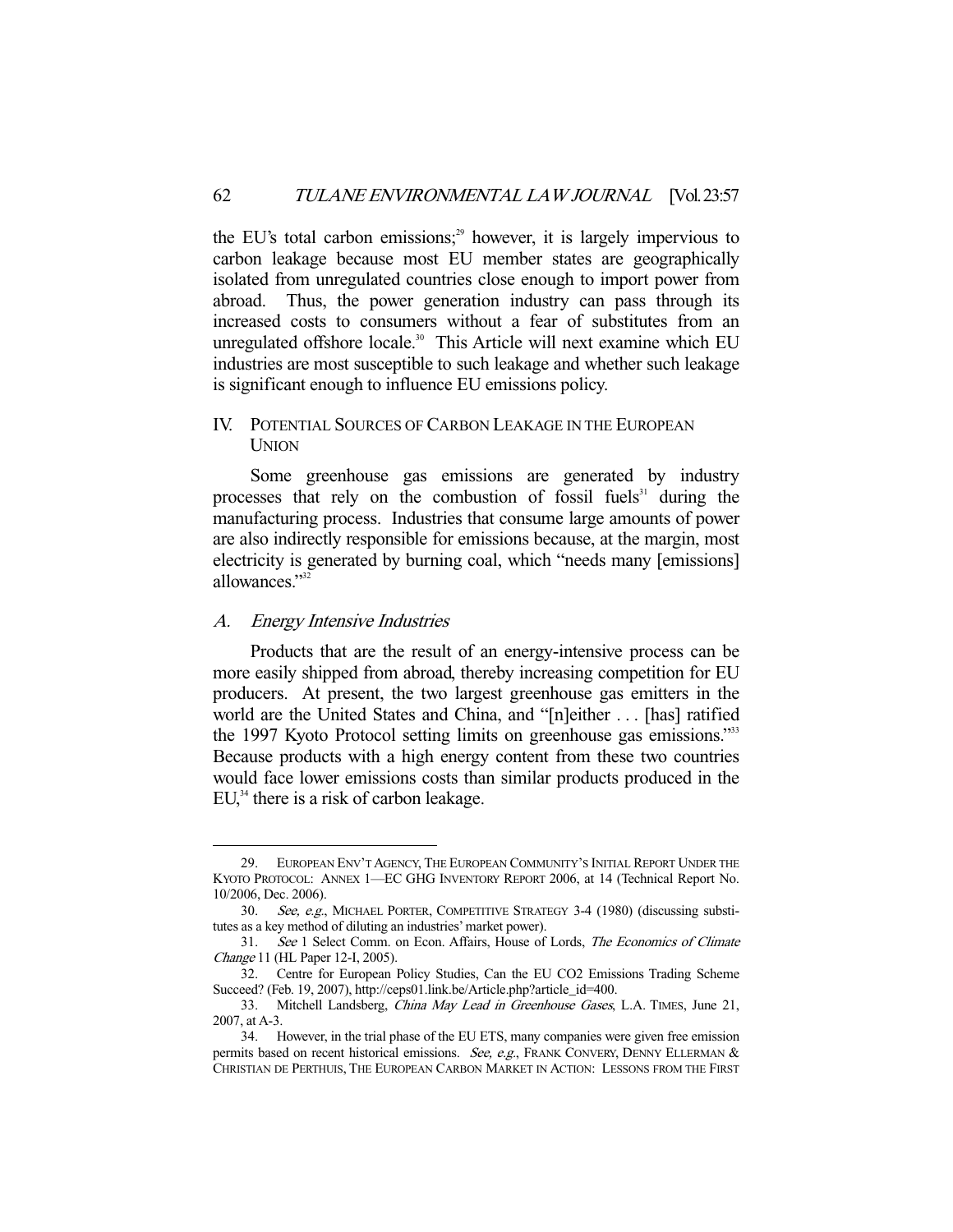the EU's total carbon emissions;[29] however, it is largely impervious to carbon leakage because most EU member states are geographically isolated from unregulated countries close enough to import power from abroad. Thus, the power generation industry can pass through its increased costs to consumers without a fear of substitutes from an unregulated offshore locale.[30] This Article will next examine which EU industries are most susceptible to such leakage and whether such leakage is significant enough to influence EU emissions policy.

## IV. POTENTIAL SOURCES OF CARBON LEAKAGE IN THE EUROPEAN UNION

Some greenhouse gas emissions are generated by industry processes that rely on the combustion of fossil fuels[31] during the manufacturing process. Industries that consume large amounts of power are also indirectly responsible for emissions because, at the margin, most electricity is generated by burning coal, which "needs many [emissions] allowances."[32]

### *A. Energy Intensive Industries*

Products that are the result of an energy-intensive process can be more easily shipped from abroad, thereby increasing competition for EU producers. At present, the two largest greenhouse gas emitters in the world are the United States and China, and "[n]either . . . [has] ratified the 1997 Kyoto Protocol setting limits on greenhouse gas emissions."[33] Because products with a high energy content from these two countries would face lower emissions costs than similar products produced in the EU,[34] there is a risk of carbon leakage.

---

29. EUROPEAN ENV'T AGENCY, THE EUROPEAN COMMUNITY'S INITIAL REPORT UNDER THE KYOTO PROTOCOL: ANNEX 1—EC GHG INVENTORY REPORT 2006, at 14 (Technical Report No. 10/2006, Dec. 2006).

30. *See, e.g.*, MICHAEL PORTER, COMPETITIVE STRATEGY 3-4 (1980) (discussing substitutes as a key method of diluting an industries' market power).

31. *See* 1 Select Comm. on Econ. Affairs, House of Lords, *The Economics of Climate Change* 11 (HL Paper 12-I, 2005).

32. Centre for European Policy Studies, Can the EU CO2 Emissions Trading Scheme Succeed? (Feb. 19, 2007), http://ceps01.link.be/Article.php?article_id=400.

33. Mitchell Landsberg, *China May Lead in Greenhouse Gases*, L.A. TIMES, June 21, 2007, at A-3.

34. However, in the trial phase of the EU ETS, many companies were given free emission permits based on recent historical emissions. *See, e.g.*, FRANK CONVERY, DENNY ELLERMAN & CHRISTIAN DE PERTHUIS, THE EUROPEAN CARBON MARKET IN ACTION: LESSONS FROM THE FIRST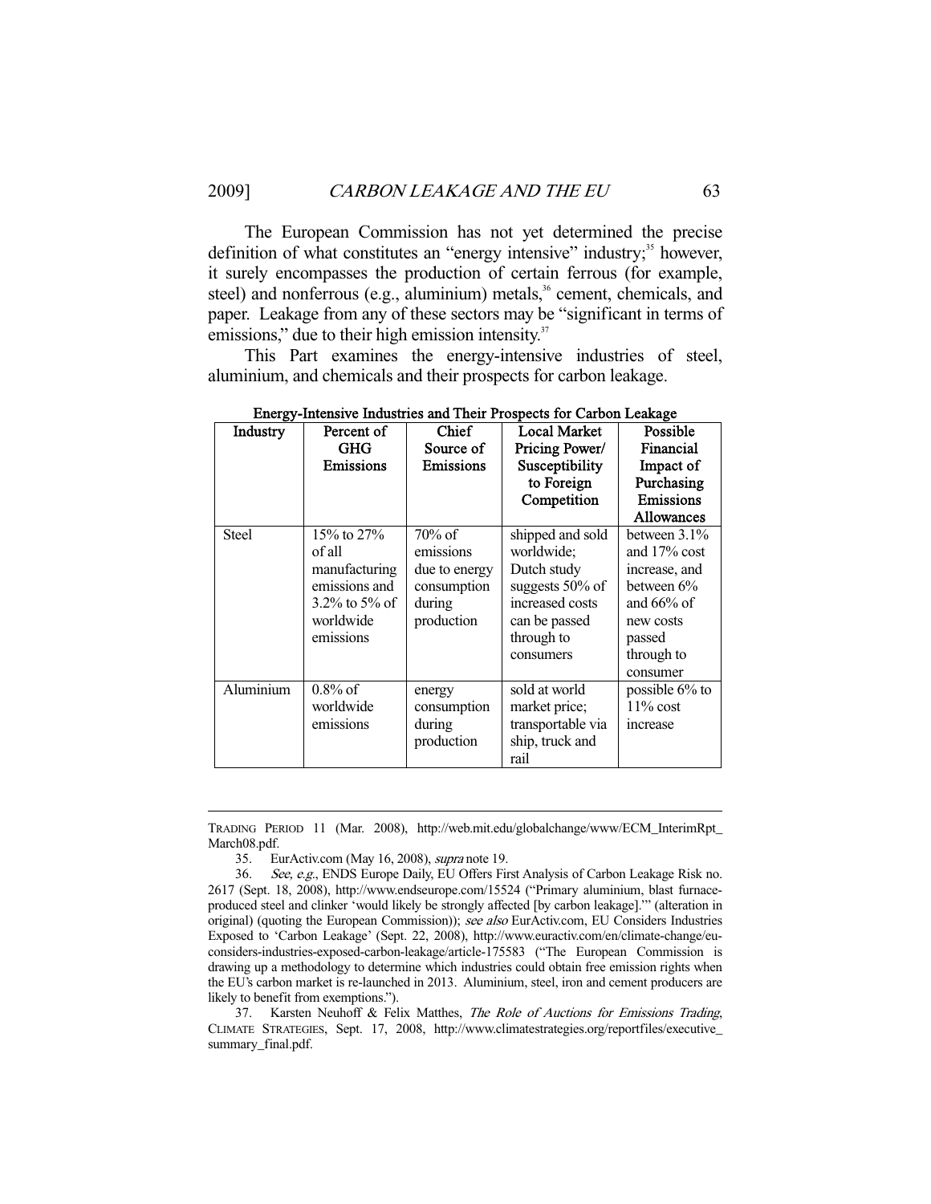The European Commission has not yet determined the precise definition of what constitutes an "energy intensive" industry;[35] however, it surely encompasses the production of certain ferrous (for example, steel) and nonferrous (e.g., aluminium) metals,[36] cement, chemicals, and paper. Leakage from any of these sectors may be "significant in terms of emissions," due to their high emission intensity.[37]

This Part examines the energy-intensive industries of steel, aluminium, and chemicals and their prospects for carbon leakage.

**Energy-Intensive Industries and Their Prospects for Carbon Leakage**

| Industry | Percent of GHG Emissions | Chief Source of Emissions | Local Market Pricing Power/ Susceptibility to Foreign Competition | Possible Financial Impact of Purchasing Emissions Allowances |
|---|---|---|---|---|
| Steel | 15% to 27% of all manufacturing emissions and 3.2% to 5% of worldwide emissions | 70% of emissions due to energy consumption during production | shipped and sold worldwide; Dutch study suggests 50% of increased costs can be passed through to consumers | between 3.1% and 17% cost increase, and between 6% and 66% of new costs passed through to consumer |
| Aluminium | 0.8% of worldwide emissions | energy consumption during production | sold at world market price; transportable via ship, truck and rail | possible 6% to 11% cost increase |

---

TRADING PERIOD 11 (Mar. 2008), http://web.mit.edu/globalchange/www/ECM_InterimRpt_March08.pdf.

35. EurActiv.com (May 16, 2008), *supra* note 19.

36. *See, e.g.*, ENDS Europe Daily, EU Offers First Analysis of Carbon Leakage Risk no. 2617 (Sept. 18, 2008), http://www.endseurope.com/15524 ("Primary aluminium, blast furnace-produced steel and clinker 'would likely be strongly affected [by carbon leakage].'" (alteration in original) (quoting the European Commission)); *see also* EurActiv.com, EU Considers Industries Exposed to 'Carbon Leakage' (Sept. 22, 2008), http://www.euractiv.com/en/climate-change/eu-considers-industries-exposed-carbon-leakage/article-175583 ("The European Commission is drawing up a methodology to determine which industries could obtain free emission rights when the EU's carbon market is re-launched in 2013. Aluminium, steel, iron and cement producers are likely to benefit from exemptions.").

37. Karsten Neuhoff & Felix Matthes, *The Role of Auctions for Emissions Trading*, CLIMATE STRATEGIES, Sept. 17, 2008, http://www.climatestrategies.org/reportfiles/executive_summary_final.pdf.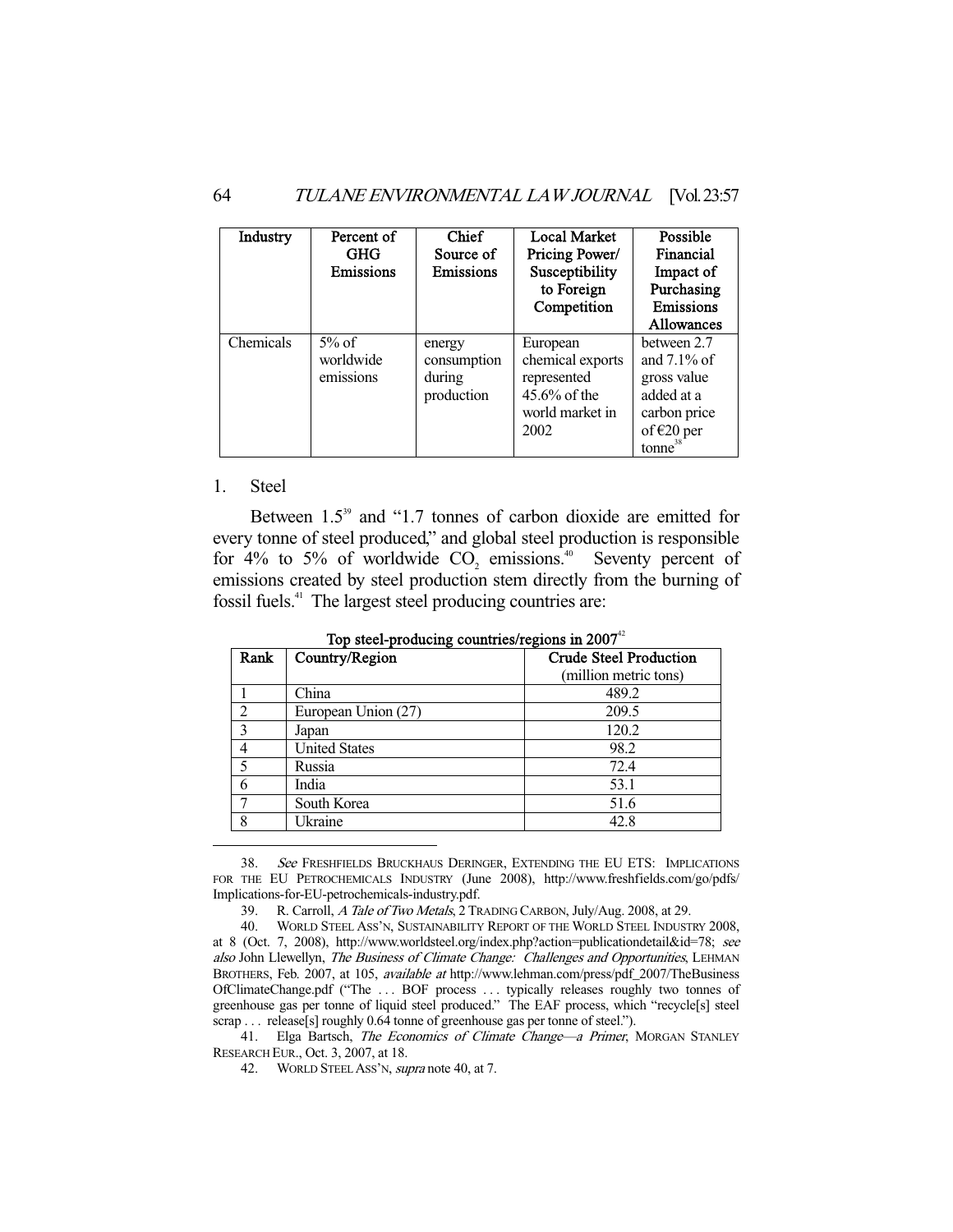| Industry | Percent of GHG Emissions | Chief Source of Emissions | Local Market Pricing Power/ Susceptibility to Foreign Competition | Possible Financial Impact of Purchasing Emissions Allowances |
|---|---|---|---|---|
| Chemicals | 5% of worldwide emissions | energy consumption during production | European chemical exports represented 45.6% of the world market in 2002 | between 2.7 and 7.1% of gross value added at a carbon price of €20 per tonne[38] |

1. Steel

Between 1.5[39] and "1.7 tonnes of carbon dioxide are emitted for every tonne of steel produced," and global steel production is responsible for 4% to 5% of worldwide $CO_2$ emissions.[40] Seventy percent of emissions created by steel production stem directly from the burning of fossil fuels.[41] The largest steel producing countries are:

**Top steel-producing countries/regions in 2007**[42]

| Rank | Country/Region | Crude Steel Production (million metric tons) |
|---|---|---|
| 1 | China | 489.2 |
| 2 | European Union (27) | 209.5 |
| 3 | Japan | 120.2 |
| 4 | United States | 98.2 |
| 5 | Russia | 72.4 |
| 6 | India | 53.1 |
| 7 | South Korea | 51.6 |
| 8 | Ukraine | 42.8 |

---

38. *See* FRESHFIELDS BRUCKHAUS DERINGER, EXTENDING THE EU ETS: IMPLICATIONS FOR THE EU PETROCHEMICALS INDUSTRY (June 2008), http://www.freshfields.com/go/pdfs/Implications-for-EU-petrochemicals-industry.pdf.

39. R. Carroll, *A Tale of Two Metals*, 2 TRADING CARBON, July/Aug. 2008, at 29.

40. WORLD STEEL ASS'N, SUSTAINABILITY REPORT OF THE WORLD STEEL INDUSTRY 2008, at 8 (Oct. 7, 2008), http://www.worldsteel.org/index.php?action=publicationdetail&id=78; *see also* John Llewellyn, *The Business of Climate Change: Challenges and Opportunities*, LEHMAN BROTHERS, Feb. 2007, at 105, *available at* http://www.lehman.com/press/pdf_2007/TheBusinessOfClimateChange.pdf ("The . . . BOF process . . . typically releases roughly two tonnes of greenhouse gas per tonne of liquid steel produced." The EAF process, which "recycle[s] steel scrap . . . release[s] roughly 0.64 tonne of greenhouse gas per tonne of steel.").

41. Elga Bartsch, *The Economics of Climate Change—a Primer*, MORGAN STANLEY RESEARCH EUR., Oct. 3, 2007, at 18.

42. WORLD STEEL ASS'N, *supra* note 40, at 7.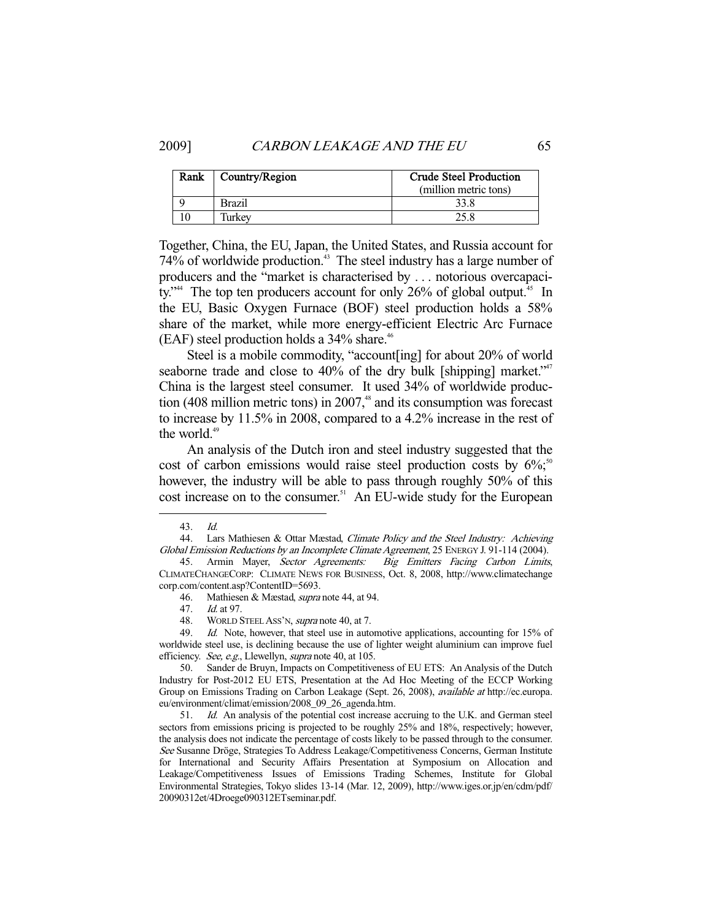| Rank | Country/Region | Crude Steel Production (million metric tons) |
| --- | --- | --- |
| 9 | Brazil | 33.8 |
| 10 | Turkey | 25.8 |

Together, China, the EU, Japan, the United States, and Russia account for 74% of worldwide production.[43] The steel industry has a large number of producers and the "market is characterised by . . . notorious overcapacity."[44] The top ten producers account for only 26% of global output.[45] In the EU, Basic Oxygen Furnace (BOF) steel production holds a 58% share of the market, while more energy-efficient Electric Arc Furnace (EAF) steel production holds a 34% share.[46]

Steel is a mobile commodity, "account[ing] for about 20% of world seaborne trade and close to 40% of the dry bulk [shipping] market."[47] China is the largest steel consumer. It used 34% of worldwide production (408 million metric tons) in 2007,[48] and its consumption was forecast to increase by 11.5% in 2008, compared to a 4.2% increase in the rest of the world.[49]

An analysis of the Dutch iron and steel industry suggested that the cost of carbon emissions would raise steel production costs by 6%;[50] however, the industry will be able to pass through roughly 50% of this cost increase on to the consumer.[51] An EU-wide study for the European

---

43. *Id.*

44. Lars Mathiesen & Ottar Mæstad, *Climate Policy and the Steel Industry: Achieving Global Emission Reductions by an Incomplete Climate Agreement*, 25 ENERGY J. 91-114 (2004).

45. Armin Mayer, *Sector Agreements: Big Emitters Facing Carbon Limits*, CLIMATECHANGECORP: CLIMATE NEWS FOR BUSINESS, Oct. 8, 2008, http://www.climatechangecorp.com/content.asp?ContentID=5693.

46. Mathiesen & Mæstad, *supra* note 44, at 94.

47. *Id.* at 97.

48. WORLD STEEL ASS'N, *supra* note 40, at 7.

49. *Id.* Note, however, that steel use in automotive applications, accounting for 15% of worldwide steel use, is declining because the use of lighter weight aluminium can improve fuel efficiency. *See, e.g.*, Llewellyn, *supra* note 40, at 105.

50. Sander de Bruyn, Impacts on Competitiveness of EU ETS: An Analysis of the Dutch Industry for Post-2012 EU ETS, Presentation at the Ad Hoc Meeting of the ECCP Working Group on Emissions Trading on Carbon Leakage (Sept. 26, 2008), *available at* http://ec.europa.eu/environment/climat/emission/2008_09_26_agenda.htm.

51. *Id.* An analysis of the potential cost increase accruing to the U.K. and German steel sectors from emissions pricing is projected to be roughly 25% and 18%, respectively; however, the analysis does not indicate the percentage of costs likely to be passed through to the consumer. *See* Susanne Dröge, Strategies To Address Leakage/Competitiveness Concerns, German Institute for International and Security Affairs Presentation at Symposium on Allocation and Leakage/Competitiveness Issues of Emissions Trading Schemes, Institute for Global Environmental Strategies, Tokyo slides 13-14 (Mar. 12, 2009), http://www.iges.or.jp/en/cdm/pdf/20090312et/4Droege090312ETseminar.pdf.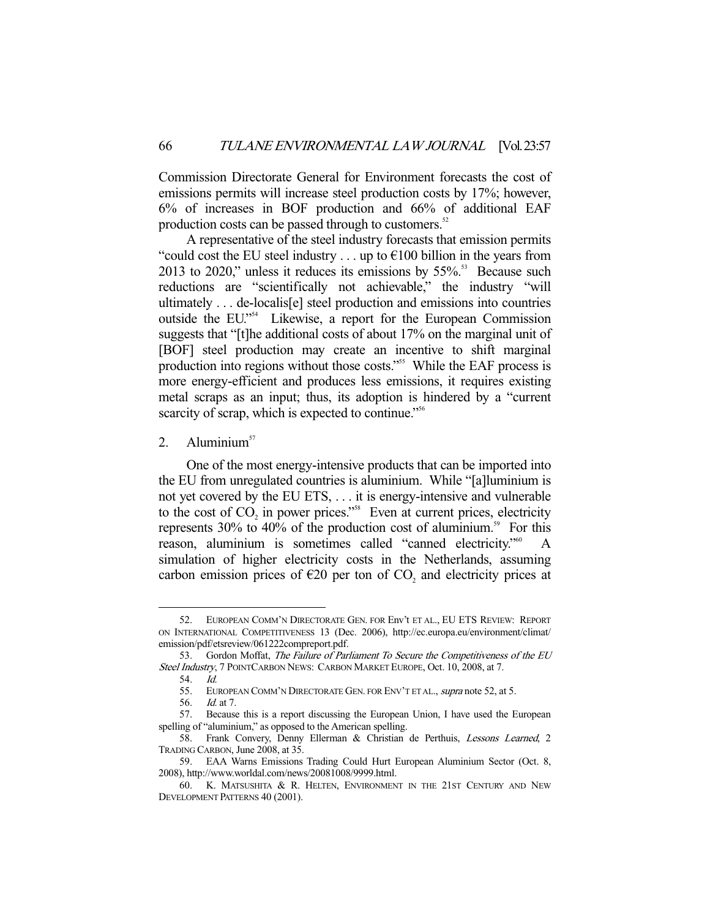Commission Directorate General for Environment forecasts the cost of emissions permits will increase steel production costs by 17%; however, 6% of increases in BOF production and 66% of additional EAF production costs can be passed through to customers.[52]

A representative of the steel industry forecasts that emission permits "could cost the EU steel industry . . . up to €100 billion in the years from 2013 to 2020," unless it reduces its emissions by 55%.[53] Because such reductions are "scientifically not achievable," the industry "will ultimately . . . de-localis[e] steel production and emissions into countries outside the EU."[54] Likewise, a report for the European Commission suggests that "[t]he additional costs of about 17% on the marginal unit of [BOF] steel production may create an incentive to shift marginal production into regions without those costs."[55] While the EAF process is more energy-efficient and produces less emissions, it requires existing metal scraps as an input; thus, its adoption is hindered by a "current scarcity of scrap, which is expected to continue."[56]

## 2. Aluminium[57]

One of the most energy-intensive products that can be imported into the EU from unregulated countries is aluminium. While "[a]luminium is not yet covered by the EU ETS, . . . it is energy-intensive and vulnerable to the cost of $CO_2$ in power prices."[58] Even at current prices, electricity represents 30% to 40% of the production cost of aluminium.[59] For this reason, aluminium is sometimes called "canned electricity."[60] A simulation of higher electricity costs in the Netherlands, assuming carbon emission prices of €20 per ton of $CO_2$ and electricity prices at

---

52. EUROPEAN COMM'N DIRECTORATE GEN. FOR Env't ET AL., EU ETS REVIEW: REPORT ON INTERNATIONAL COMPETITIVENESS 13 (Dec. 2006), http://ec.europa.eu/environment/climat/emission/pdf/etsreview/061222compreport.pdf.

53. Gordon Moffat, *The Failure of Parliament To Secure the Competitiveness of the EU Steel Industry*, 7 POINTCARBON NEWS: CARBON MARKET EUROPE, Oct. 10, 2008, at 7.

54. *Id.*

55. EUROPEAN COMM'N DIRECTORATE GEN. FOR ENV'T ET AL., *supra* note 52, at 5.

56. *Id.* at 7.

57. Because this is a report discussing the European Union, I have used the European spelling of "aluminium," as opposed to the American spelling.

58. Frank Convery, Denny Ellerman & Christian de Perthuis, *Lessons Learned*, 2 TRADING CARBON, June 2008, at 35.

59. EAA Warns Emissions Trading Could Hurt European Aluminium Sector (Oct. 8, 2008), http://www.worldal.com/news/20081008/9999.html.

60. K. MATSUSHITA & R. HELTEN, ENVIRONMENT IN THE 21ST CENTURY AND NEW DEVELOPMENT PATTERNS 40 (2001).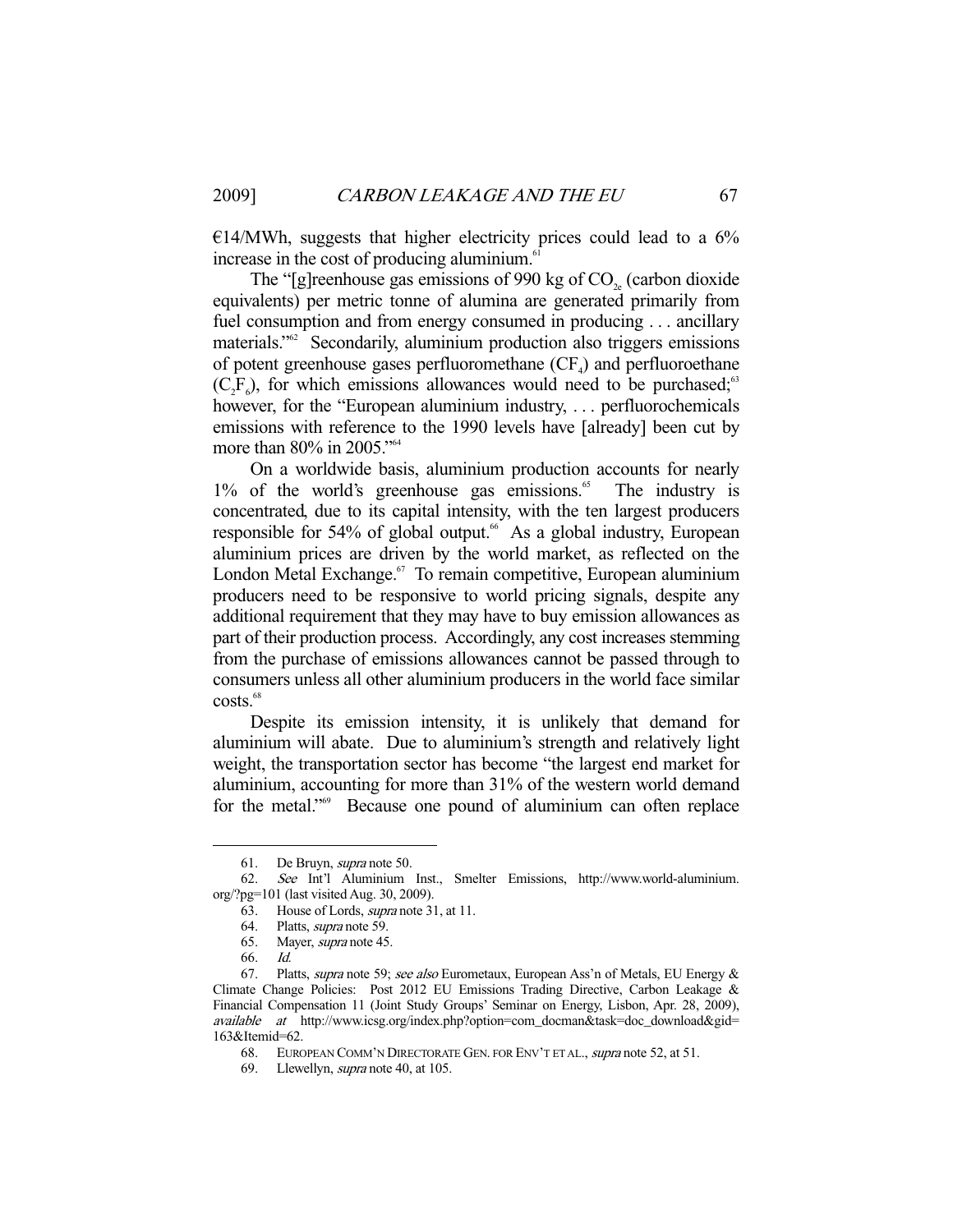€14/MWh, suggests that higher electricity prices could lead to a 6% increase in the cost of producing aluminium.[61]

The "[g]reenhouse gas emissions of 990 kg of $CO_{2e}$ (carbon dioxide equivalents) per metric tonne of alumina are generated primarily from fuel consumption and from energy consumed in producing . . . ancillary materials."[62] Secondarily, aluminium production also triggers emissions of potent greenhouse gases perfluoromethane ($CF_4$) and perfluoroethane ($C_2F_6$), for which emissions allowances would need to be purchased;[63] however, for the "European aluminium industry, . . . perfluorochemicals emissions with reference to the 1990 levels have [already] been cut by more than 80% in 2005."[64]

On a worldwide basis, aluminium production accounts for nearly 1% of the world's greenhouse gas emissions.[65] The industry is concentrated, due to its capital intensity, with the ten largest producers responsible for 54% of global output.[66] As a global industry, European aluminium prices are driven by the world market, as reflected on the London Metal Exchange.[67] To remain competitive, European aluminium producers need to be responsive to world pricing signals, despite any additional requirement that they may have to buy emission allowances as part of their production process. Accordingly, any cost increases stemming from the purchase of emissions allowances cannot be passed through to consumers unless all other aluminium producers in the world face similar costs.[68]

Despite its emission intensity, it is unlikely that demand for aluminium will abate. Due to aluminium's strength and relatively light weight, the transportation sector has become "the largest end market for aluminium, accounting for more than 31% of the western world demand for the metal."[69] Because one pound of aluminium can often replace

---

61. De Bruyn, *supra* note 50.

62. *See* Int'l Aluminium Inst., Smelter Emissions, http://www.world-aluminium.org/?pg=101 (last visited Aug. 30, 2009).

63. House of Lords, *supra* note 31, at 11.

64. Platts, *supra* note 59.

65. Mayer, *supra* note 45.

66. *Id.*

67. Platts, *supra* note 59; *see also* Eurometaux, European Ass'n of Metals, EU Energy & Climate Change Policies: Post 2012 EU Emissions Trading Directive, Carbon Leakage & Financial Compensation 11 (Joint Study Groups' Seminar on Energy, Lisbon, Apr. 28, 2009), *available at* http://www.icsg.org/index.php?option=com_docman&task=doc_download&gid=163&Itemid=62.

68. EUROPEAN COMM'N DIRECTORATE GEN. FOR ENV'T ET AL., *supra* note 52, at 51.

69. Llewellyn, *supra* note 40, at 105.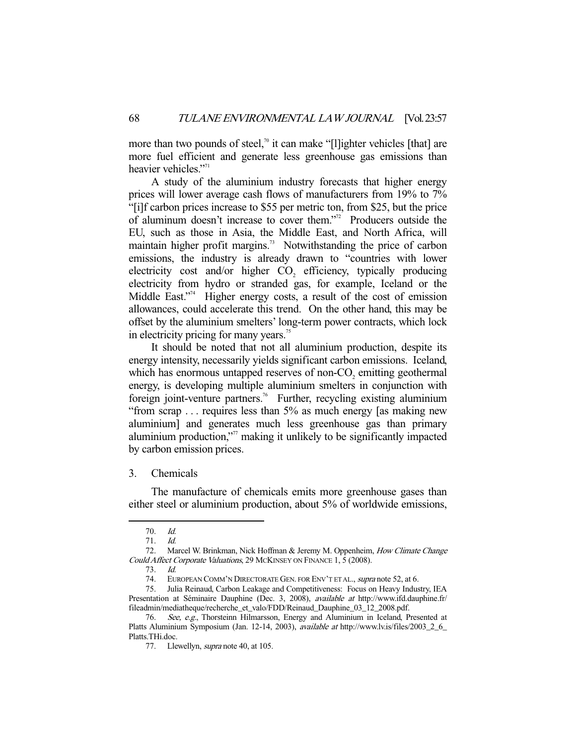more than two pounds of steel,[70] it can make "[l]ighter vehicles [that] are more fuel efficient and generate less greenhouse gas emissions than heavier vehicles."[71]

A study of the aluminium industry forecasts that higher energy prices will lower average cash flows of manufacturers from 19% to 7% "[i]f carbon prices increase to $55 per metric ton, from $25, but the price of aluminum doesn't increase to cover them."[72] Producers outside the EU, such as those in Asia, the Middle East, and North Africa, will maintain higher profit margins.[73] Notwithstanding the price of carbon emissions, the industry is already drawn to "countries with lower electricity cost and/or higher $CO_2$ efficiency, typically producing electricity from hydro or stranded gas, for example, Iceland or the Middle East."[74] Higher energy costs, a result of the cost of emission allowances, could accelerate this trend. On the other hand, this may be offset by the aluminium smelters' long-term power contracts, which lock in electricity pricing for many years.[75]

It should be noted that not all aluminium production, despite its energy intensity, necessarily yields significant carbon emissions. Iceland, which has enormous untapped reserves of non-$CO_2$ emitting geothermal energy, is developing multiple aluminium smelters in conjunction with foreign joint-venture partners.[76] Further, recycling existing aluminium "from scrap . . . requires less than 5% as much energy [as making new aluminium] and generates much less greenhouse gas than primary aluminium production,"[77] making it unlikely to be significantly impacted by carbon emission prices.

### 3. Chemicals

The manufacture of chemicals emits more greenhouse gases than either steel or aluminium production, about 5% of worldwide emissions,

---

70. *Id.*

71. *Id.*

72. Marcel W. Brinkman, Nick Hoffman & Jeremy M. Oppenheim, *How Climate Change Could Affect Corporate Valuations*, 29 McKinsey on Finance 1, 5 (2008).

73. *Id.*

74. European Comm'n Directorate Gen. for Env't et al., *supra* note 52, at 6.

75. Julia Reinaud, Carbon Leakage and Competitiveness: Focus on Heavy Industry, IEA Presentation at Séminaire Dauphine (Dec. 3, 2008), *available at* http://www.ifd.dauphine.fr/fileadmin/mediatheque/recherche_et_valo/FDD/Reinaud_Dauphine_03_12_2008.pdf.

76. *See, e.g.*, Thorsteinn Hilmarsson, Energy and Aluminium in Iceland, Presented at Platts Aluminium Symposium (Jan. 12-14, 2003), *available at* http://www.lv.is/files/2003_2_6_Platts.THi.doc.

77. Llewellyn, *supra* note 40, at 105.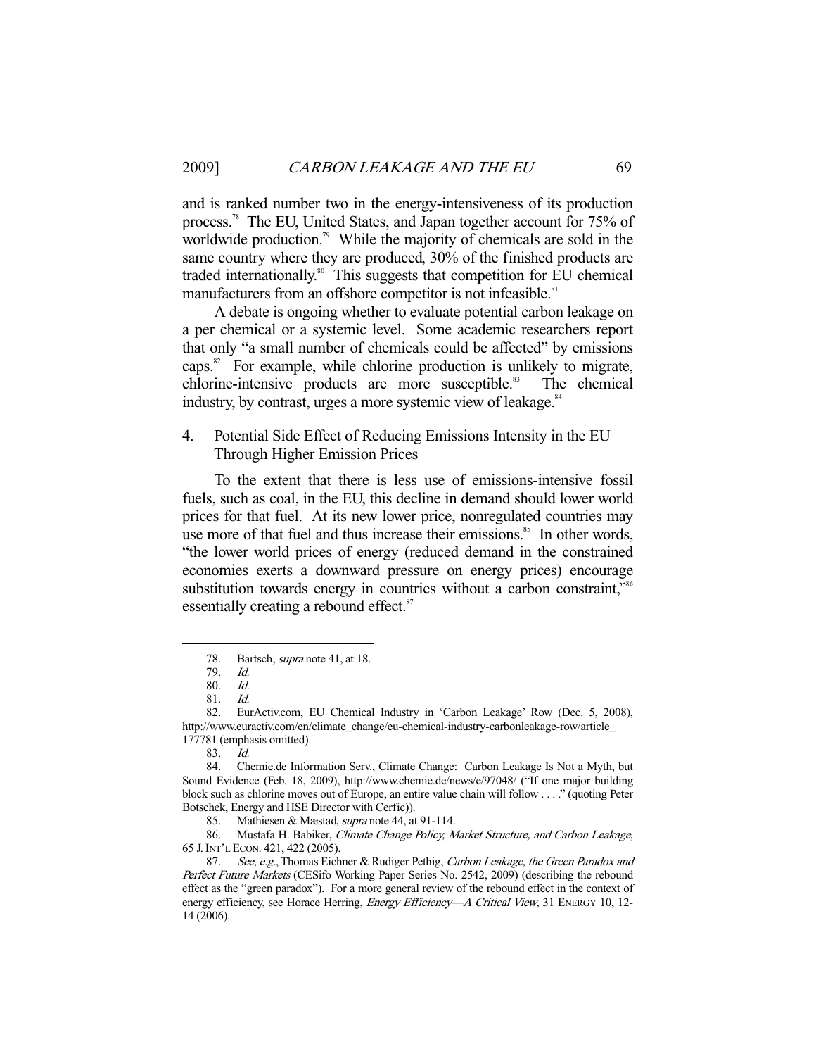and is ranked number two in the energy-intensiveness of its production process.[78] The EU, United States, and Japan together account for 75% of worldwide production.[79] While the majority of chemicals are sold in the same country where they are produced, 30% of the finished products are traded internationally.[80] This suggests that competition for EU chemical manufacturers from an offshore competitor is not infeasible.[81]

A debate is ongoing whether to evaluate potential carbon leakage on a per chemical or a systemic level. Some academic researchers report that only "a small number of chemicals could be affected" by emissions caps.[82] For example, while chlorine production is unlikely to migrate, chlorine-intensive products are more susceptible.[83] The chemical industry, by contrast, urges a more systemic view of leakage.[84]

### 4. Potential Side Effect of Reducing Emissions Intensity in the EU Through Higher Emission Prices

To the extent that there is less use of emissions-intensive fossil fuels, such as coal, in the EU, this decline in demand should lower world prices for that fuel. At its new lower price, nonregulated countries may use more of that fuel and thus increase their emissions.[85] In other words, "the lower world prices of energy (reduced demand in the constrained economies exerts a downward pressure on energy prices) encourage substitution towards energy in countries without a carbon constraint,"[86] essentially creating a rebound effect.[87]

---

78. Bartsch, *supra* note 41, at 18.

79. *Id.*

80. *Id.*

81. *Id.*

82. EurActiv.com, EU Chemical Industry in 'Carbon Leakage' Row (Dec. 5, 2008), http://www.euractiv.com/en/climate_change/eu-chemical-industry-carbonleakage-row/article_177781 (emphasis omitted).

83. *Id.*

84. Chemie.de Information Serv., Climate Change: Carbon Leakage Is Not a Myth, but Sound Evidence (Feb. 18, 2009), http://www.chemie.de/news/e/97048/ ("If one major building block such as chlorine moves out of Europe, an entire value chain will follow . . . ." (quoting Peter Botschek, Energy and HSE Director with Cerfic)).

85. Mathiesen & Mæstad, *supra* note 44, at 91-114.

86. Mustafa H. Babiker, *Climate Change Policy, Market Structure, and Carbon Leakage*, 65 J. INT'L ECON. 421, 422 (2005).

87. *See, e.g.*, Thomas Eichner & Rudiger Pethig, *Carbon Leakage, the Green Paradox and Perfect Future Markets* (CESifo Working Paper Series No. 2542, 2009) (describing the rebound effect as the "green paradox"). For a more general review of the rebound effect in the context of energy efficiency, see Horace Herring, *Energy Efficiency—A Critical View*, 31 ENERGY 10, 12-14 (2006).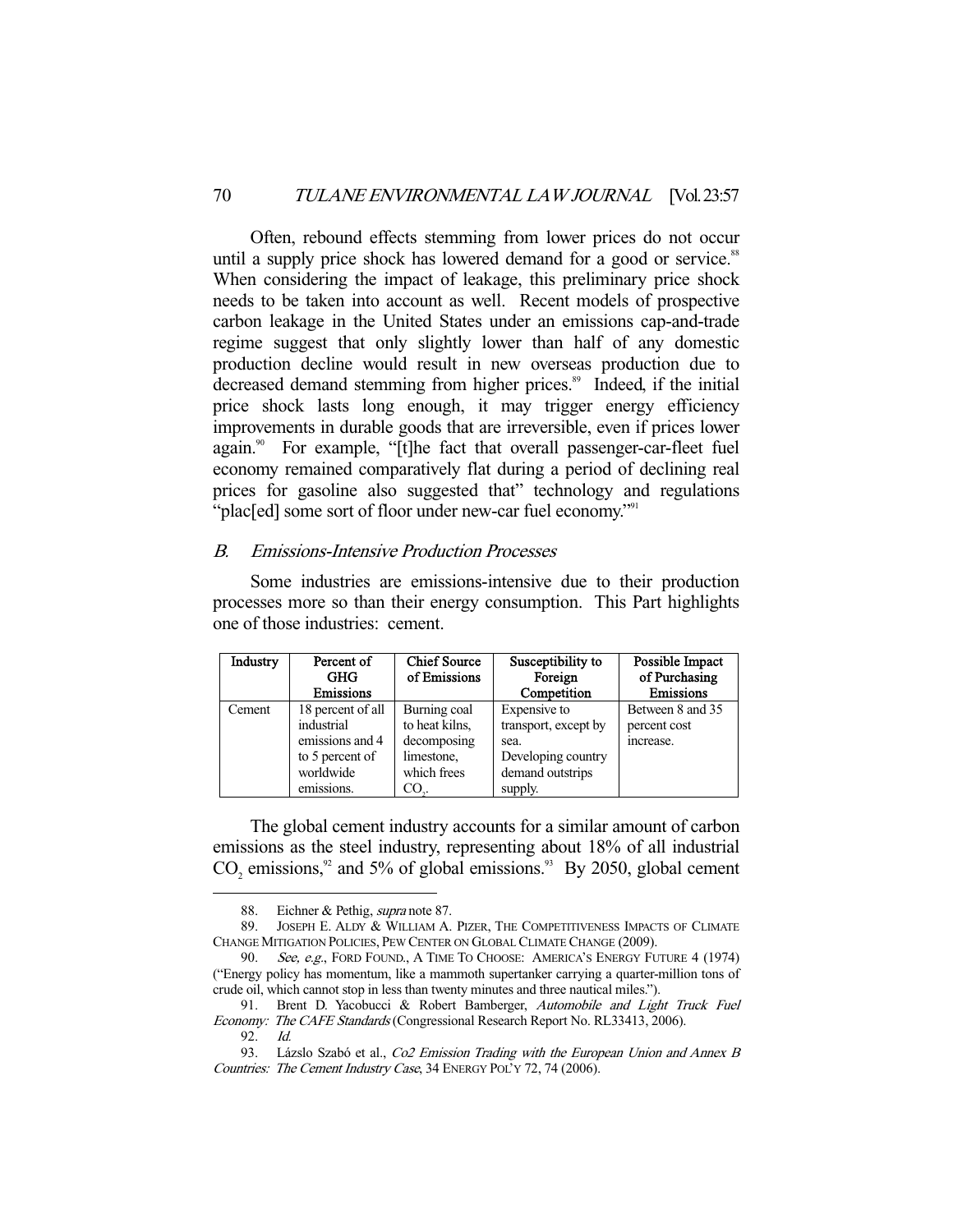Often, rebound effects stemming from lower prices do not occur until a supply price shock has lowered demand for a good or service.[88] When considering the impact of leakage, this preliminary price shock needs to be taken into account as well. Recent models of prospective carbon leakage in the United States under an emissions cap-and-trade regime suggest that only slightly lower than half of any domestic production decline would result in new overseas production due to decreased demand stemming from higher prices.[89] Indeed, if the initial price shock lasts long enough, it may trigger energy efficiency improvements in durable goods that are irreversible, even if prices lower again.[90] For example, "[t]he fact that overall passenger-car-fleet fuel economy remained comparatively flat during a period of declining real prices for gasoline also suggested that" technology and regulations "plac[ed] some sort of floor under new-car fuel economy."[91]

### *B. Emissions-Intensive Production Processes*

Some industries are emissions-intensive due to their production processes more so than their energy consumption. This Part highlights one of those industries: cement.

| Industry | Percent of GHG Emissions | Chief Source of Emissions | Susceptibility to Foreign Competition | Possible Impact of Purchasing Emissions |
|---|---|---|---|---|
| Cement | 18 percent of all industrial emissions and 4 to 5 percent of worldwide emissions. | Burning coal to heat kilns, decomposing limestone, which frees $CO_2$. | Expensive to transport, except by sea. Developing country demand outstrips supply. | Between 8 and 35 percent cost increase. |

The global cement industry accounts for a similar amount of carbon emissions as the steel industry, representing about 18% of all industrial $CO_2$ emissions,[92] and 5% of global emissions.[93] By 2050, global cement

---

88. Eichner & Pethig, *supra* note 87.

89. JOSEPH E. ALDY & WILLIAM A. PIZER, THE COMPETITIVENESS IMPACTS OF CLIMATE CHANGE MITIGATION POLICIES, PEW CENTER ON GLOBAL CLIMATE CHANGE (2009).

90. *See, e.g.*, FORD FOUND., A TIME TO CHOOSE: AMERICA'S ENERGY FUTURE 4 (1974) ("Energy policy has momentum, like a mammoth supertanker carrying a quarter-million tons of crude oil, which cannot stop in less than twenty minutes and three nautical miles.").

91. Brent D. Yacobucci & Robert Bamberger, *Automobile and Light Truck Fuel Economy: The CAFE Standards* (Congressional Research Report No. RL33413, 2006).

92. *Id.*

93. Lázslo Szabó et al., *Co2 Emission Trading with the European Union and Annex B Countries: The Cement Industry Case*, 34 ENERGY POL'Y 72, 74 (2006).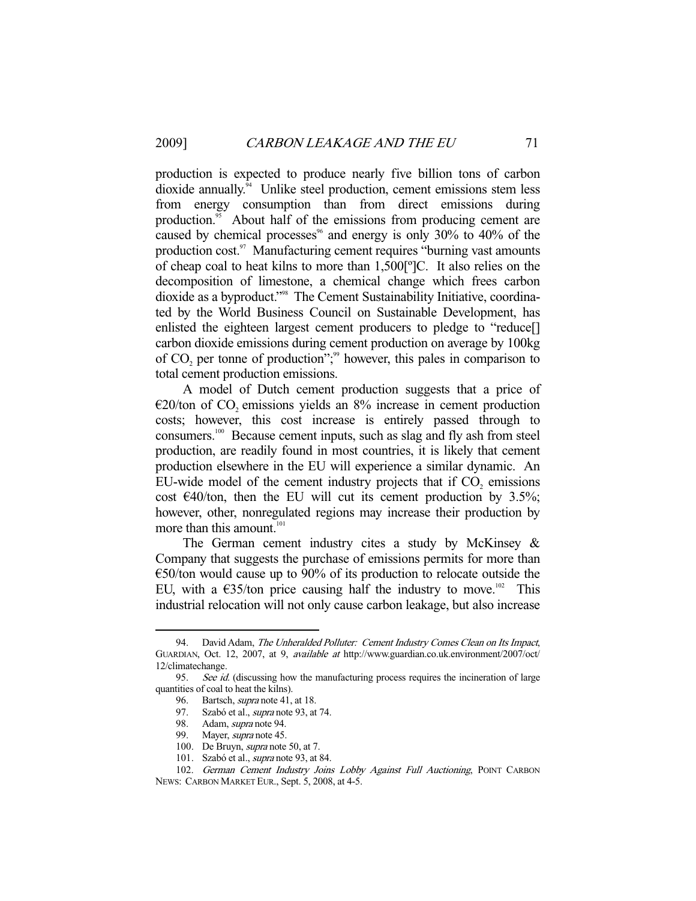production is expected to produce nearly five billion tons of carbon dioxide annually.[94] Unlike steel production, cement emissions stem less from energy consumption than from direct emissions during production.[95] About half of the emissions from producing cement are caused by chemical processes[96] and energy is only 30% to 40% of the production cost.[97] Manufacturing cement requires "burning vast amounts of cheap coal to heat kilns to more than 1,500[°]C. It also relies on the decomposition of limestone, a chemical change which frees carbon dioxide as a byproduct."[98] The Cement Sustainability Initiative, coordinated by the World Business Council on Sustainable Development, has enlisted the eighteen largest cement producers to pledge to "reduce[] carbon dioxide emissions during cement production on average by 100kg of $CO_2$ per tonne of production";[99] however, this pales in comparison to total cement production emissions.

A model of Dutch cement production suggests that a price of €20/ton of $CO_2$ emissions yields an 8% increase in cement production costs; however, this cost increase is entirely passed through to consumers.[100] Because cement inputs, such as slag and fly ash from steel production, are readily found in most countries, it is likely that cement production elsewhere in the EU will experience a similar dynamic. An EU-wide model of the cement industry projects that if $CO_2$ emissions cost €40/ton, then the EU will cut its cement production by 3.5%; however, other, nonregulated regions may increase their production by more than this amount.[101]

The German cement industry cites a study by McKinsey & Company that suggests the purchase of emissions permits for more than €50/ton would cause up to 90% of its production to relocate outside the EU, with a €35/ton price causing half the industry to move.[102] This industrial relocation will not only cause carbon leakage, but also increase

---

94. David Adam, *The Unheralded Polluter: Cement Industry Comes Clean on Its Impact*, GUARDIAN, Oct. 12, 2007, at 9, *available at* http://www.guardian.co.uk.environment/2007/oct/12/climatechange.

95. *See id.* (discussing how the manufacturing process requires the incineration of large quantities of coal to heat the kilns).

96. Bartsch, *supra* note 41, at 18.

97. Szabó et al., *supra* note 93, at 74.

98. Adam, *supra* note 94.

99. Mayer, *supra* note 45.

100. De Bruyn, *supra* note 50, at 7.

101. Szabó et al., *supra* note 93, at 84.

102. *German Cement Industry Joins Lobby Against Full Auctioning*, POINT CARBON NEWS: CARBON MARKET EUR., Sept. 5, 2008, at 4-5.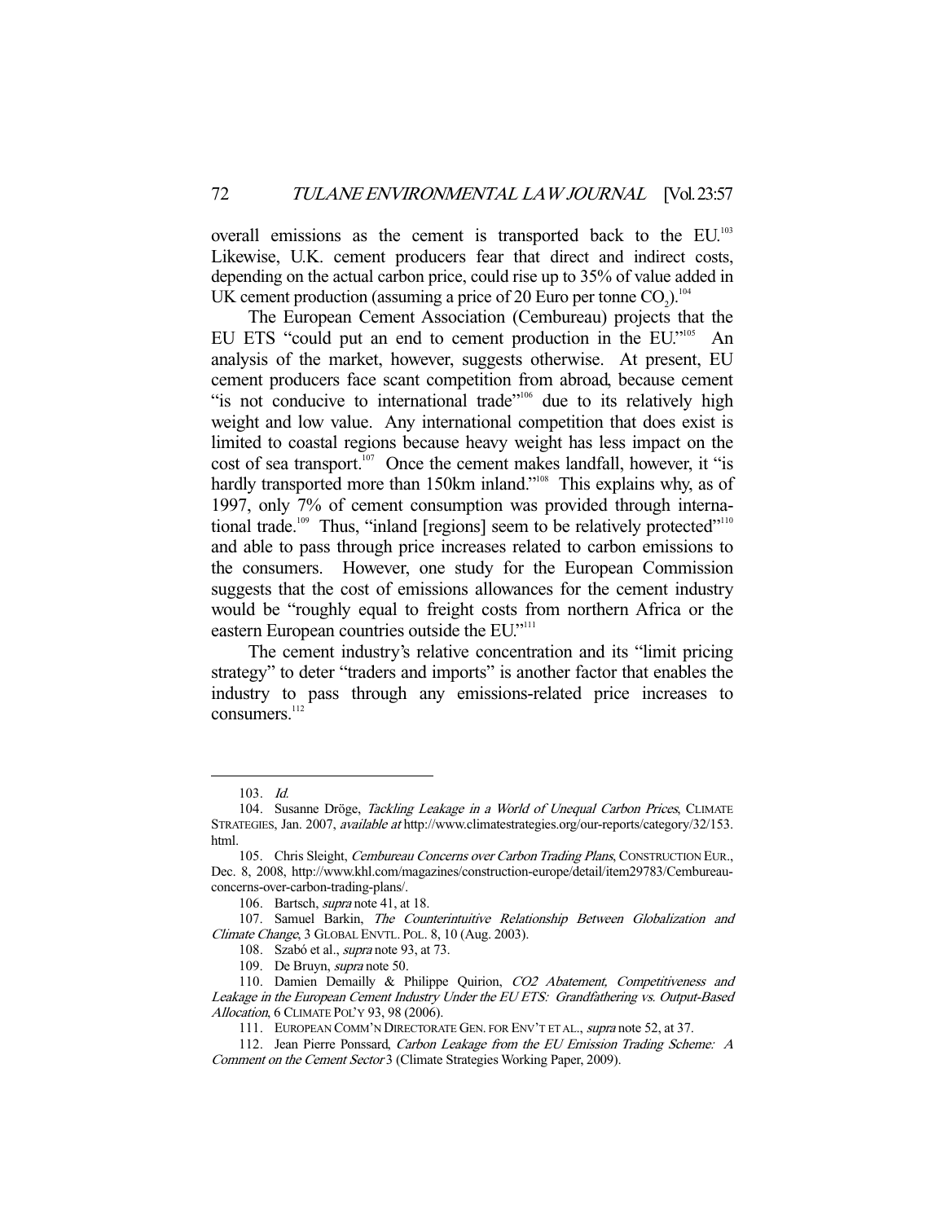overall emissions as the cement is transported back to the EU.[103] Likewise, U.K. cement producers fear that direct and indirect costs, depending on the actual carbon price, could rise up to 35% of value added in UK cement production (assuming a price of 20 Euro per tonne $CO_2$).[104]

The European Cement Association (Cembureau) projects that the EU ETS "could put an end to cement production in the EU."[105] An analysis of the market, however, suggests otherwise. At present, EU cement producers face scant competition from abroad, because cement "is not conducive to international trade"[106] due to its relatively high weight and low value. Any international competition that does exist is limited to coastal regions because heavy weight has less impact on the cost of sea transport.[107] Once the cement makes landfall, however, it "is hardly transported more than 150km inland."[108] This explains why, as of 1997, only 7% of cement consumption was provided through international trade.[109] Thus, "inland [regions] seem to be relatively protected"[110] and able to pass through price increases related to carbon emissions to the consumers. However, one study for the European Commission suggests that the cost of emissions allowances for the cement industry would be "roughly equal to freight costs from northern Africa or the eastern European countries outside the EU."[111]

The cement industry's relative concentration and its "limit pricing strategy" to deter "traders and imports" is another factor that enables the industry to pass through any emissions-related price increases to consumers.[112]

---

103. *Id.*

104. Susanne Dröge, *Tackling Leakage in a World of Unequal Carbon Prices*, CLIMATE STRATEGIES, Jan. 2007, *available at* http://www.climatestrategies.org/our-reports/category/32/153.html.

105. Chris Sleight, *Cembureau Concerns over Carbon Trading Plans*, CONSTRUCTION EUR., Dec. 8, 2008, http://www.khl.com/magazines/construction-europe/detail/item29783/Cembureau-concerns-over-carbon-trading-plans/.

106. Bartsch, *supra* note 41, at 18.

107. Samuel Barkin, *The Counterintuitive Relationship Between Globalization and Climate Change*, 3 GLOBAL ENVTL. POL. 8, 10 (Aug. 2003).

108. Szabó et al., *supra* note 93, at 73.

109. De Bruyn, *supra* note 50.

110. Damien Demailly & Philippe Quirion, *CO2 Abatement, Competitiveness and Leakage in the European Cement Industry Under the EU ETS: Grandfathering vs. Output-Based Allocation*, 6 CLIMATE POL'Y 93, 98 (2006).

111. EUROPEAN COMM'N DIRECTORATE GEN. FOR ENV'T ET AL., *supra* note 52, at 37.

112. Jean Pierre Ponssard, *Carbon Leakage from the EU Emission Trading Scheme: A Comment on the Cement Sector* 3 (Climate Strategies Working Paper, 2009).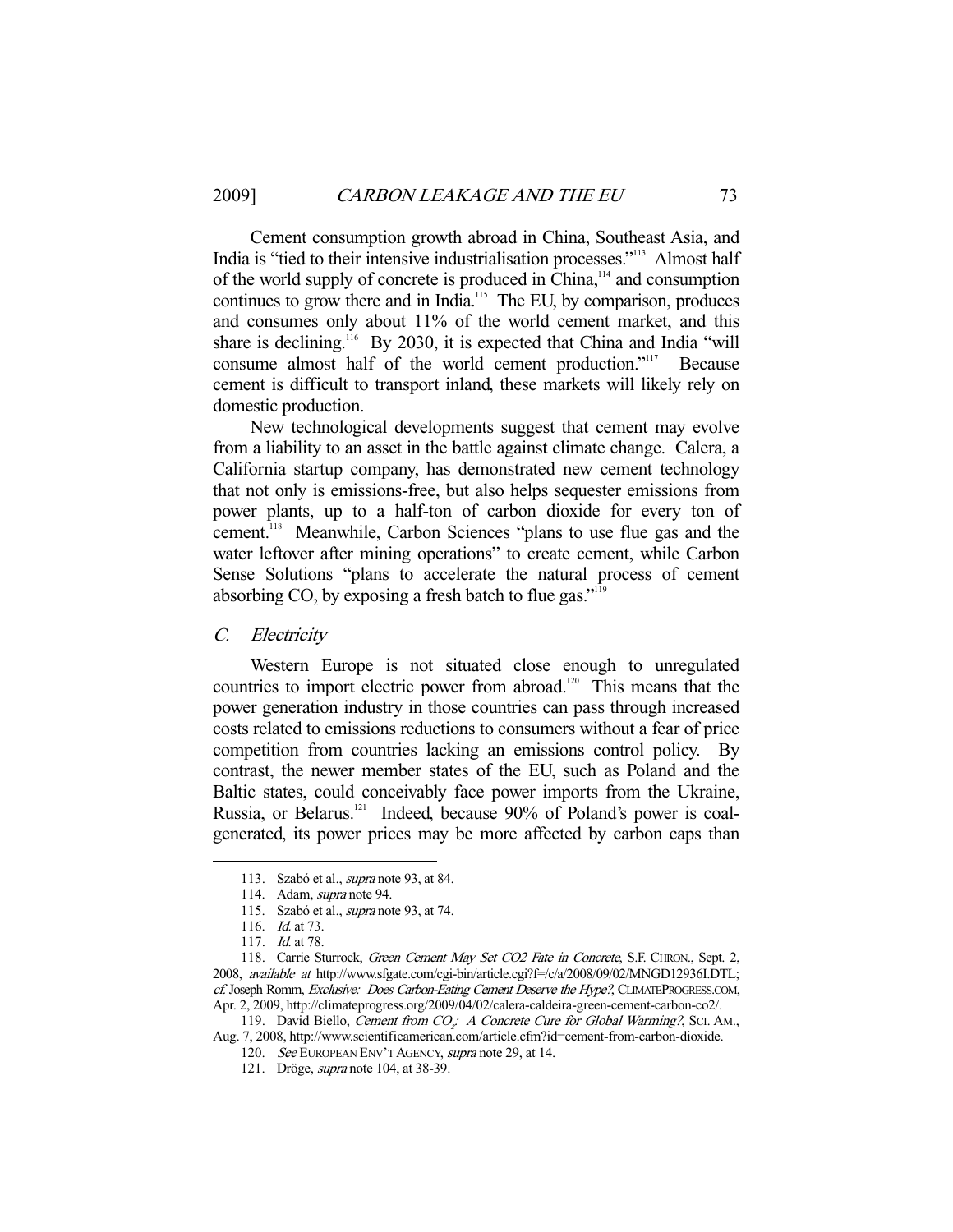Cement consumption growth abroad in China, Southeast Asia, and India is "tied to their intensive industrialisation processes."[113] Almost half of the world supply of concrete is produced in China,[114] and consumption continues to grow there and in India.[115] The EU, by comparison, produces and consumes only about 11% of the world cement market, and this share is declining.[116] By 2030, it is expected that China and India "will consume almost half of the world cement production."[117] Because cement is difficult to transport inland, these markets will likely rely on domestic production.

New technological developments suggest that cement may evolve from a liability to an asset in the battle against climate change. Calera, a California startup company, has demonstrated new cement technology that not only is emissions-free, but also helps sequester emissions from power plants, up to a half-ton of carbon dioxide for every ton of cement.[118] Meanwhile, Carbon Sciences "plans to use flue gas and the water leftover after mining operations" to create cement, while Carbon Sense Solutions "plans to accelerate the natural process of cement absorbing $CO_2$ by exposing a fresh batch to flue gas."[119]

### *C. Electricity*

Western Europe is not situated close enough to unregulated countries to import electric power from abroad.[120] This means that the power generation industry in those countries can pass through increased costs related to emissions reductions to consumers without a fear of price competition from countries lacking an emissions control policy. By contrast, the newer member states of the EU, such as Poland and the Baltic states, could conceivably face power imports from the Ukraine, Russia, or Belarus.[121] Indeed, because 90% of Poland's power is coal-generated, its power prices may be more affected by carbon caps than

---

113. Szabó et al., *supra* note 93, at 84.

114. Adam, *supra* note 94.

115. Szabó et al., *supra* note 93, at 74.

116. *Id.* at 73.

117. *Id.* at 78.

118. Carrie Sturrock, *Green Cement May Set CO2 Fate in Concrete*, S.F. CHRON., Sept. 2, 2008, *available at* http://www.sfgate.com/cgi-bin/article.cgi?f=/c/a/2008/09/02/MNGD12936I.DTL; *cf.* Joseph Romm, *Exclusive: Does Carbon-Eating Cement Deserve the Hype?*, CLIMATEPROGRESS.COM, Apr. 2, 2009, http://climateprogress.org/2009/04/02/calera-caldeira-green-cement-carbon-co2/.

119. David Biello, *Cement from $CO_2$: A Concrete Cure for Global Warming?*, SCI. AM., Aug. 7, 2008, http://www.scientificamerican.com/article.cfm?id=cement-from-carbon-dioxide.

120. *See* EUROPEAN ENV'T AGENCY, *supra* note 29, at 14.

121. Dröge, *supra* note 104, at 38-39.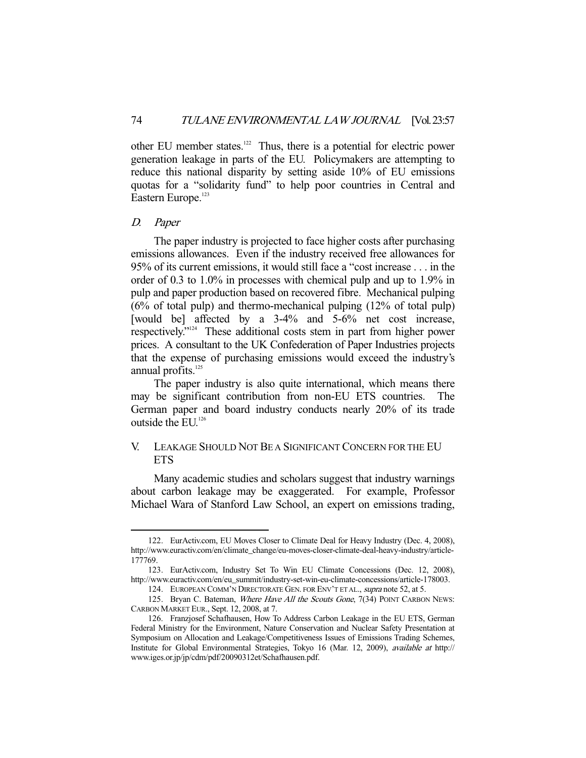other EU member states.[122] Thus, there is a potential for electric power generation leakage in parts of the EU. Policymakers are attempting to reduce this national disparity by setting aside 10% of EU emissions quotas for a "solidarity fund" to help poor countries in Central and Eastern Europe.[123]

### *D. Paper*

The paper industry is projected to face higher costs after purchasing emissions allowances. Even if the industry received free allowances for 95% of its current emissions, it would still face a "cost increase . . . in the order of 0.3 to 1.0% in processes with chemical pulp and up to 1.9% in pulp and paper production based on recovered fibre. Mechanical pulping (6% of total pulp) and thermo-mechanical pulping (12% of total pulp) [would be] affected by a 3-4% and 5-6% net cost increase, respectively."[124] These additional costs stem in part from higher power prices. A consultant to the UK Confederation of Paper Industries projects that the expense of purchasing emissions would exceed the industry's annual profits.[125]

The paper industry is also quite international, which means there may be significant contribution from non-EU ETS countries. The German paper and board industry conducts nearly 20% of its trade outside the EU.[126]

## V. Leakage Should Not Be a Significant Concern for the EU ETS

Many academic studies and scholars suggest that industry warnings about carbon leakage may be exaggerated. For example, Professor Michael Wara of Stanford Law School, an expert on emissions trading,

---

122. EurActiv.com, EU Moves Closer to Climate Deal for Heavy Industry (Dec. 4, 2008), http://www.euractiv.com/en/climate_change/eu-moves-closer-climate-deal-heavy-industry/article-177769.

123. EurActiv.com, Industry Set To Win EU Climate Concessions (Dec. 12, 2008), http://www.euractiv.com/en/eu_summit/industry-set-win-eu-climate-concessions/article-178003.

124. European Comm'n Directorate Gen. for Env't et al., *supra* note 52, at 5.

125. Bryan C. Bateman, *Where Have All the Scouts Gone*, 7(34) Point Carbon News: Carbon Market Eur., Sept. 12, 2008, at 7.

126. Franzjosef Schafhausen, How To Address Carbon Leakage in the EU ETS, German Federal Ministry for the Environment, Nature Conservation and Nuclear Safety Presentation at Symposium on Allocation and Leakage/Competitiveness Issues of Emissions Trading Schemes, Institute for Global Environmental Strategies, Tokyo 16 (Mar. 12, 2009), *available at* http://www.iges.or.jp/jp/cdm/pdf/20090312et/Schafhausen.pdf.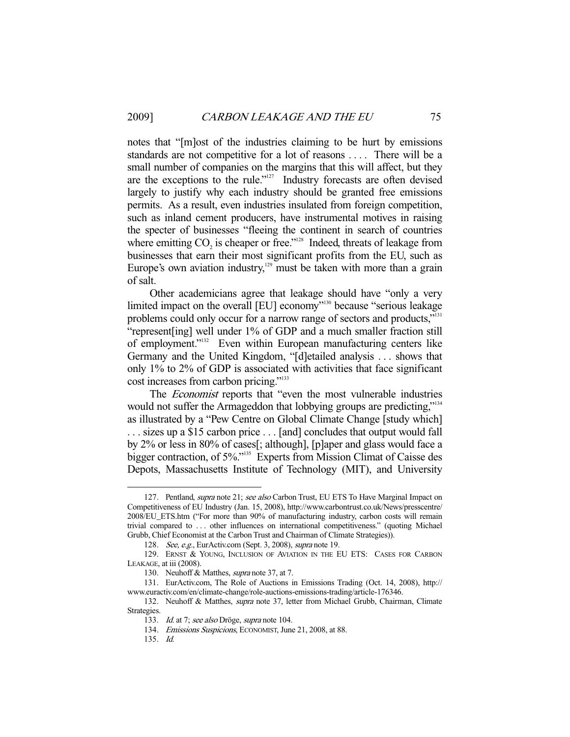notes that "[m]ost of the industries claiming to be hurt by emissions standards are not competitive for a lot of reasons . . . . There will be a small number of companies on the margins that this will affect, but they are the exceptions to the rule."[127] Industry forecasts are often devised largely to justify why each industry should be granted free emissions permits. As a result, even industries insulated from foreign competition, such as inland cement producers, have instrumental motives in raising the specter of businesses "fleeing the continent in search of countries where emitting $CO_2$ is cheaper or free."[128] Indeed, threats of leakage from businesses that earn their most significant profits from the EU, such as Europe's own aviation industry,[129] must be taken with more than a grain of salt.

Other academicians agree that leakage should have "only a very limited impact on the overall [EU] economy"[130] because "serious leakage problems could only occur for a narrow range of sectors and products,"[131] "represent[ing] well under 1% of GDP and a much smaller fraction still of employment."[132] Even within European manufacturing centers like Germany and the United Kingdom, "[d]etailed analysis . . . shows that only 1% to 2% of GDP is associated with activities that face significant cost increases from carbon pricing."[133]

The *Economist* reports that "even the most vulnerable industries would not suffer the Armageddon that lobbying groups are predicting,"[134] as illustrated by a "Pew Centre on Global Climate Change [study which] . . . sizes up a $15 carbon price . . . [and] concludes that output would fall by 2% or less in 80% of cases[; although], [p]aper and glass would face a bigger contraction, of 5%."[135] Experts from Mission Climat of Caisse des Depots, Massachusetts Institute of Technology (MIT), and University

---

127. Pentland, *supra* note 21; *see also* Carbon Trust, EU ETS To Have Marginal Impact on Competitiveness of EU Industry (Jan. 15, 2008), http://www.carbontrust.co.uk/News/presscentre/2008/EU_ETS.htm ("For more than 90% of manufacturing industry, carbon costs will remain trivial compared to . . . other influences on international competitiveness." (quoting Michael Grubb, Chief Economist at the Carbon Trust and Chairman of Climate Strategies)).

128. *See, e.g.*, EurActiv.com (Sept. 3, 2008), *supra* note 19.

129. ERNST & YOUNG, INCLUSION OF AVIATION IN THE EU ETS: CASES FOR CARBON LEAKAGE, at iii (2008).

130. Neuhoff & Matthes, *supra* note 37, at 7.

131. EurActiv.com, The Role of Auctions in Emissions Trading (Oct. 14, 2008), http://www.euractiv.com/en/climate-change/role-auctions-emissions-trading/article-176346.

132. Neuhoff & Matthes, *supra* note 37, letter from Michael Grubb, Chairman, Climate Strategies.

133. *Id.* at 7; *see also* Dröge, *supra* note 104.

134. *Emissions Suspicions*, ECONOMIST, June 21, 2008, at 88.

135. *Id.*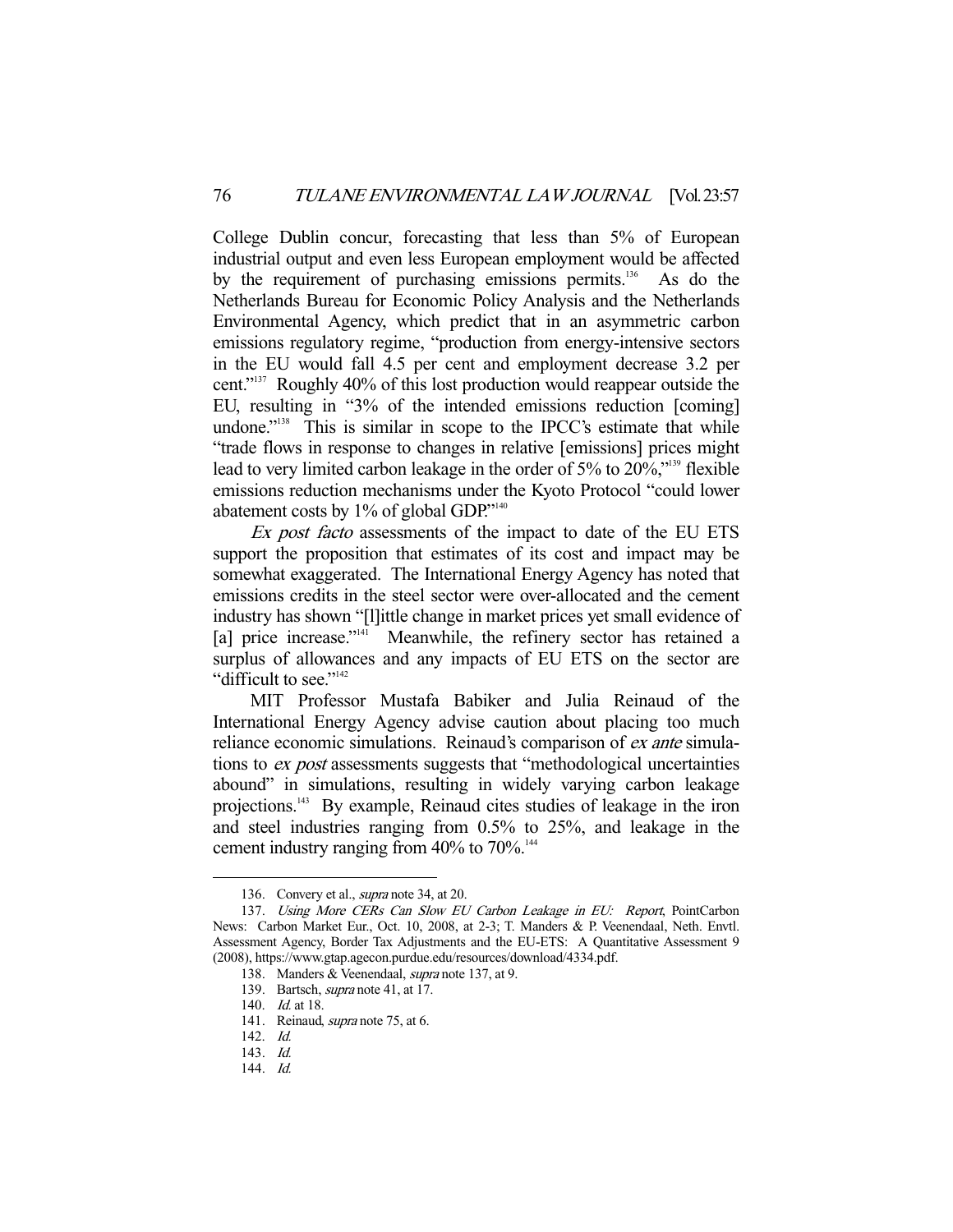College Dublin concur, forecasting that less than 5% of European industrial output and even less European employment would be affected by the requirement of purchasing emissions permits.[136] As do the Netherlands Bureau for Economic Policy Analysis and the Netherlands Environmental Agency, which predict that in an asymmetric carbon emissions regulatory regime, "production from energy-intensive sectors in the EU would fall 4.5 per cent and employment decrease 3.2 per cent."[137] Roughly 40% of this lost production would reappear outside the EU, resulting in "3% of the intended emissions reduction [coming] undone."[138] This is similar in scope to the IPCC's estimate that while "trade flows in response to changes in relative [emissions] prices might lead to very limited carbon leakage in the order of 5% to 20%,"[139] flexible emissions reduction mechanisms under the Kyoto Protocol "could lower abatement costs by 1% of global GDP."[140]

*Ex post facto* assessments of the impact to date of the EU ETS support the proposition that estimates of its cost and impact may be somewhat exaggerated. The International Energy Agency has noted that emissions credits in the steel sector were over-allocated and the cement industry has shown "[l]ittle change in market prices yet small evidence of [a] price increase."[141] Meanwhile, the refinery sector has retained a surplus of allowances and any impacts of EU ETS on the sector are "difficult to see."[142]

MIT Professor Mustafa Babiker and Julia Reinaud of the International Energy Agency advise caution about placing too much reliance economic simulations. Reinaud's comparison of *ex ante* simulations to *ex post* assessments suggests that "methodological uncertainties abound" in simulations, resulting in widely varying carbon leakage projections.[143] By example, Reinaud cites studies of leakage in the iron and steel industries ranging from 0.5% to 25%, and leakage in the cement industry ranging from 40% to 70%.[144]

136. Convery et al., *supra* note 34, at 20.

137. *Using More CERs Can Slow EU Carbon Leakage in EU: Report*, PointCarbon News: Carbon Market Eur., Oct. 10, 2008, at 2-3; T. Manders & P. Veenendaal, Neth. Envtl. Assessment Agency, Border Tax Adjustments and the EU-ETS: A Quantitative Assessment 9 (2008), https://www.gtap.agecon.purdue.edu/resources/download/4334.pdf.

138. Manders & Veenendaal, *supra* note 137, at 9.

139. Bartsch, *supra* note 41, at 17.

140. *Id.* at 18.

141. Reinaud, *supra* note 75, at 6.

142. *Id.*

143. *Id.*

144. *Id.*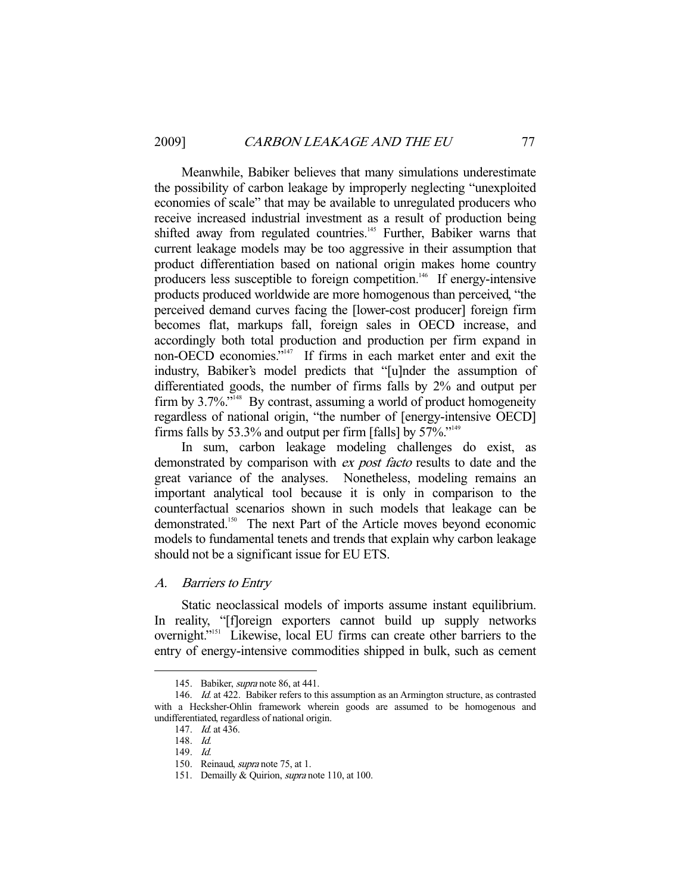Meanwhile, Babiker believes that many simulations underestimate the possibility of carbon leakage by improperly neglecting "unexploited economies of scale" that may be available to unregulated producers who receive increased industrial investment as a result of production being shifted away from regulated countries.[145] Further, Babiker warns that current leakage models may be too aggressive in their assumption that product differentiation based on national origin makes home country producers less susceptible to foreign competition.[146] If energy-intensive products produced worldwide are more homogenous than perceived, "the perceived demand curves facing the [lower-cost producer] foreign firm becomes flat, markups fall, foreign sales in OECD increase, and accordingly both total production and production per firm expand in non-OECD economies."[147] If firms in each market enter and exit the industry, Babiker's model predicts that "[u]nder the assumption of differentiated goods, the number of firms falls by 2% and output per firm by 3.7%."[148] By contrast, assuming a world of product homogeneity regardless of national origin, "the number of [energy-intensive OECD] firms falls by 53.3% and output per firm [falls] by 57%."[149]

In sum, carbon leakage modeling challenges do exist, as demonstrated by comparison with *ex post facto* results to date and the great variance of the analyses. Nonetheless, modeling remains an important analytical tool because it is only in comparison to the counterfactual scenarios shown in such models that leakage can be demonstrated.[150] The next Part of the Article moves beyond economic models to fundamental tenets and trends that explain why carbon leakage should not be a significant issue for EU ETS.

### *A. Barriers to Entry*

Static neoclassical models of imports assume instant equilibrium. In reality, "[f]oreign exporters cannot build up supply networks overnight."[151] Likewise, local EU firms can create other barriers to the entry of energy-intensive commodities shipped in bulk, such as cement

---

145. Babiker, *supra* note 86, at 441.

146. *Id.* at 422. Babiker refers to this assumption as an Armington structure, as contrasted with a Hecksher-Ohlin framework wherein goods are assumed to be homogenous and undifferentiated, regardless of national origin.

147. *Id.* at 436.

148. *Id.*

149. *Id.*

150. Reinaud, *supra* note 75, at 1.

151. Demailly & Quirion, *supra* note 110, at 100.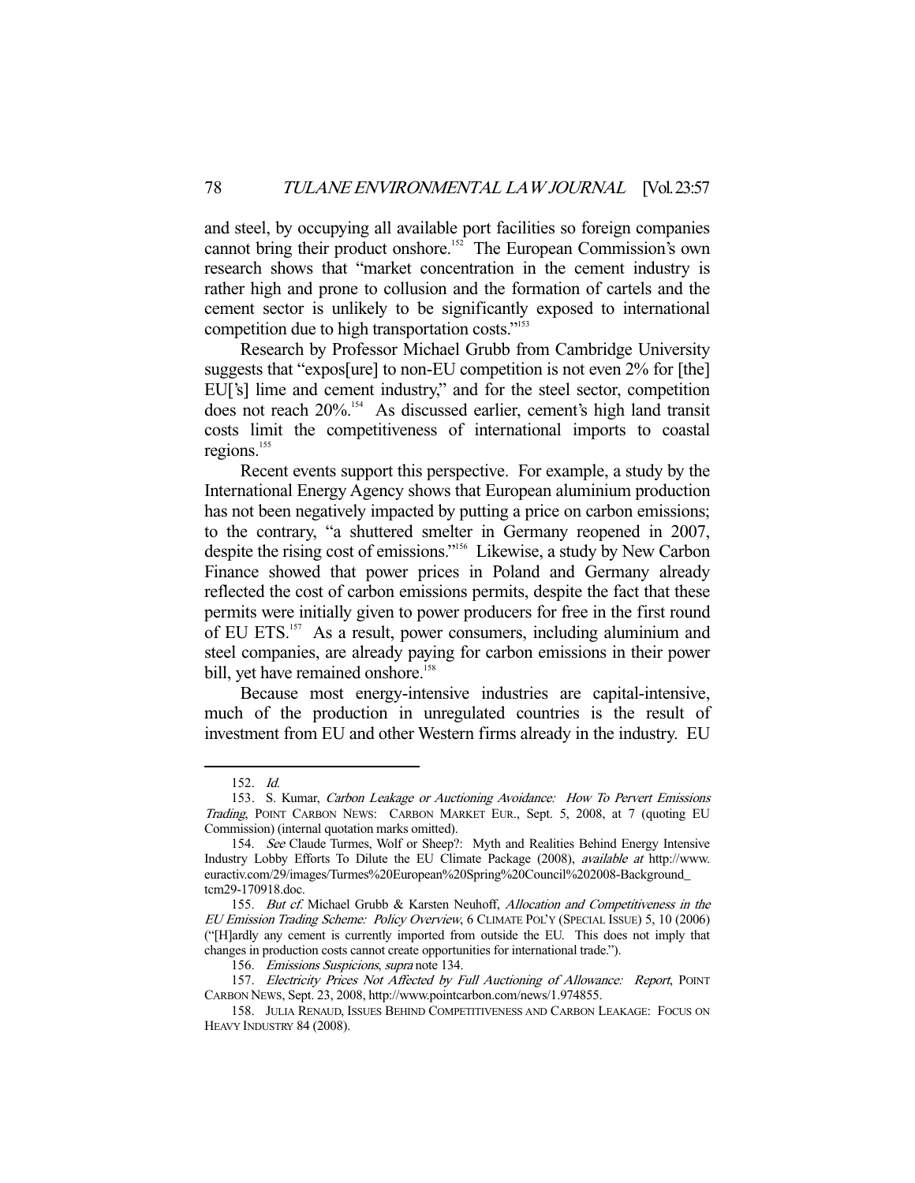and steel, by occupying all available port facilities so foreign companies cannot bring their product onshore.[152] The European Commission's own research shows that "market concentration in the cement industry is rather high and prone to collusion and the formation of cartels and the cement sector is unlikely to be significantly exposed to international competition due to high transportation costs."[153]

Research by Professor Michael Grubb from Cambridge University suggests that "expos[ure] to non-EU competition is not even 2% for [the] EU['s] lime and cement industry," and for the steel sector, competition does not reach 20%.[154] As discussed earlier, cement's high land transit costs limit the competitiveness of international imports to coastal regions.[155]

Recent events support this perspective. For example, a study by the International Energy Agency shows that European aluminium production has not been negatively impacted by putting a price on carbon emissions; to the contrary, "a shuttered smelter in Germany reopened in 2007, despite the rising cost of emissions."[156] Likewise, a study by New Carbon Finance showed that power prices in Poland and Germany already reflected the cost of carbon emissions permits, despite the fact that these permits were initially given to power producers for free in the first round of EU ETS.[157] As a result, power consumers, including aluminium and steel companies, are already paying for carbon emissions in their power bill, yet have remained onshore.[158]

Because most energy-intensive industries are capital-intensive, much of the production in unregulated countries is the result of investment from EU and other Western firms already in the industry. EU

---

152. *Id.*

153. S. Kumar, *Carbon Leakage or Auctioning Avoidance: How To Pervert Emissions Trading*, POINT CARBON NEWS: CARBON MARKET EUR., Sept. 5, 2008, at 7 (quoting EU Commission) (internal quotation marks omitted).

154. *See* Claude Turmes, Wolf or Sheep?: Myth and Realities Behind Energy Intensive Industry Lobby Efforts To Dilute the EU Climate Package (2008), *available at* http://www.euractiv.com/29/images/Turmes%20European%20Spring%20Council%202008-Background_tcm29-170918.doc.

155. *But cf.* Michael Grubb & Karsten Neuhoff, *Allocation and Competitiveness in the EU Emission Trading Scheme: Policy Overview*, 6 CLIMATE POL'Y (SPECIAL ISSUE) 5, 10 (2006) ("[H]ardly any cement is currently imported from outside the EU. This does not imply that changes in production costs cannot create opportunities for international trade.").

156. *Emissions Suspicions*, *supra* note 134.

157. *Electricity Prices Not Affected by Full Auctioning of Allowance: Report*, POINT CARBON NEWS, Sept. 23, 2008, http://www.pointcarbon.com/news/1.974855.

158. JULIA RENAUD, ISSUES BEHIND COMPETITIVENESS AND CARBON LEAKAGE: FOCUS ON HEAVY INDUSTRY 84 (2008).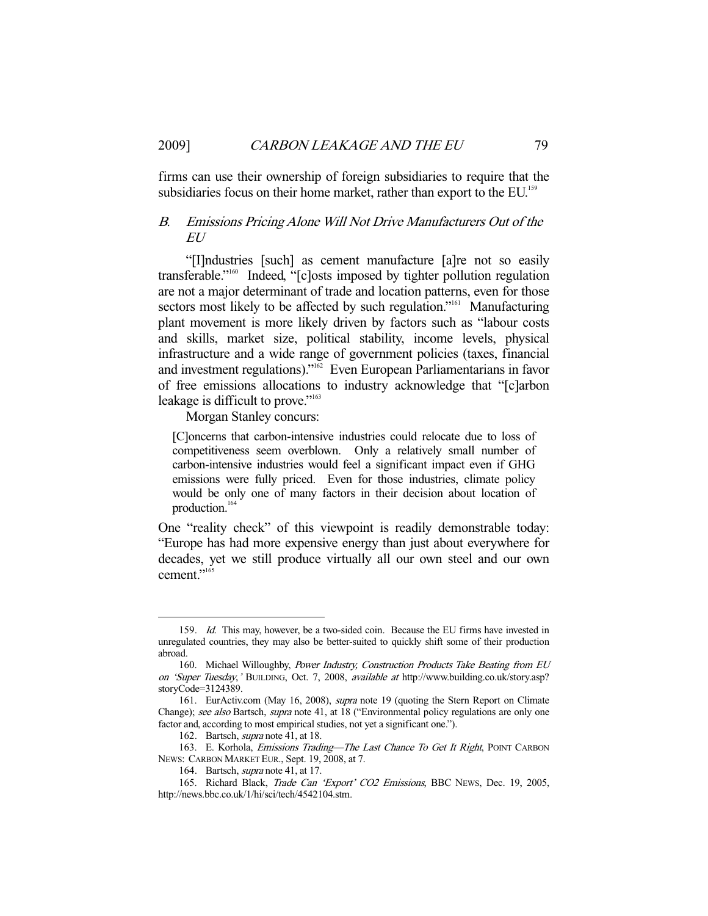firms can use their ownership of foreign subsidiaries to require that the subsidiaries focus on their home market, rather than export to the EU.[159]

### B. *Emissions Pricing Alone Will Not Drive Manufacturers Out of the EU*

"[I]ndustries [such] as cement manufacture [a]re not so easily transferable."[160] Indeed, "[c]osts imposed by tighter pollution regulation are not a major determinant of trade and location patterns, even for those sectors most likely to be affected by such regulation."[161] Manufacturing plant movement is more likely driven by factors such as "labour costs and skills, market size, political stability, income levels, physical infrastructure and a wide range of government policies (taxes, financial and investment regulations)."[162] Even European Parliamentarians in favor of free emissions allocations to industry acknowledge that "[c]arbon leakage is difficult to prove."[163]

Morgan Stanley concurs:

> [C]oncerns that carbon-intensive industries could relocate due to loss of competitiveness seem overblown. Only a relatively small number of carbon-intensive industries would feel a significant impact even if GHG emissions were fully priced. Even for those industries, climate policy would be only one of many factors in their decision about location of production.[164]

One "reality check" of this viewpoint is readily demonstrable today: "Europe has had more expensive energy than just about everywhere for decades, yet we still produce virtually all our own steel and our own cement."[165]

---

159. *Id.* This may, however, be a two-sided coin. Because the EU firms have invested in unregulated countries, they may also be better-suited to quickly shift some of their production abroad.

160. Michael Willoughby, *Power Industry, Construction Products Take Beating from EU on 'Super Tuesday,'* BUILDING, Oct. 7, 2008, *available at* http://www.building.co.uk/story.asp?storyCode=3124389.

161. EurActiv.com (May 16, 2008), *supra* note 19 (quoting the Stern Report on Climate Change); *see also* Bartsch, *supra* note 41, at 18 ("Environmental policy regulations are only one factor and, according to most empirical studies, not yet a significant one.").

162. Bartsch, *supra* note 41, at 18.

163. E. Korhola, *Emissions Trading—The Last Chance To Get It Right*, POINT CARBON NEWS: CARBON MARKET EUR., Sept. 19, 2008, at 7.

164. Bartsch, *supra* note 41, at 17.

165. Richard Black, *Trade Can 'Export' CO2 Emissions*, BBC NEWS, Dec. 19, 2005, http://news.bbc.co.uk/1/hi/sci/tech/4542104.stm.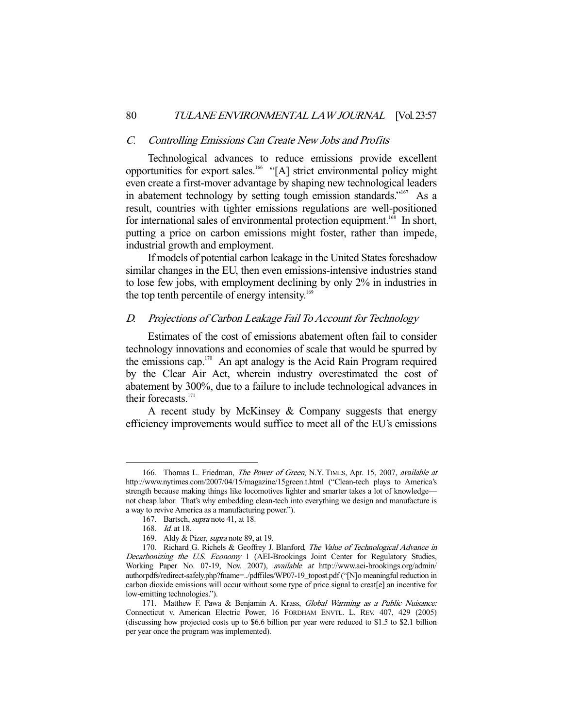### *C. Controlling Emissions Can Create New Jobs and Profits*

Technological advances to reduce emissions provide excellent opportunities for export sales.[166] "[A] strict environmental policy might even create a first-mover advantage by shaping new technological leaders in abatement technology by setting tough emission standards."[167] As a result, countries with tighter emissions regulations are well-positioned for international sales of environmental protection equipment.[168] In short, putting a price on carbon emissions might foster, rather than impede, industrial growth and employment.

If models of potential carbon leakage in the United States foreshadow similar changes in the EU, then even emissions-intensive industries stand to lose few jobs, with employment declining by only 2% in industries in the top tenth percentile of energy intensity.[169]

### *D. Projections of Carbon Leakage Fail To Account for Technology*

Estimates of the cost of emissions abatement often fail to consider technology innovations and economies of scale that would be spurred by the emissions cap.[170] An apt analogy is the Acid Rain Program required by the Clear Air Act, wherein industry overestimated the cost of abatement by 300%, due to a failure to include technological advances in their forecasts.[171]

A recent study by McKinsey & Company suggests that energy efficiency improvements would suffice to meet all of the EU's emissions

---

166. Thomas L. Friedman, *The Power of Green*, N.Y. TIMES, Apr. 15, 2007, *available at* http://www.nytimes.com/2007/04/15/magazine/15green.t.html ("Clean-tech plays to America's strength because making things like locomotives lighter and smarter takes a lot of knowledge—not cheap labor. That's why embedding clean-tech into everything we design and manufacture is a way to revive America as a manufacturing power.").

167. Bartsch, *supra* note 41, at 18.

168. *Id.* at 18.

169. Aldy & Pizer, *supra* note 89, at 19.

170. Richard G. Richels & Geoffrey J. Blanford, *The Value of Technological Advance in Decarbonizing the U.S. Economy* 1 (AEI-Brookings Joint Center for Regulatory Studies, Working Paper No. 07-19, Nov. 2007), *available at* http://www.aei-brookings.org/admin/authorpdfs/redirect-safely.php?fname=../pdffiles/WP07-19_topost.pdf ("[N]o meaningful reduction in carbon dioxide emissions will occur without some type of price signal to creat[e] an incentive for low-emitting technologies.").

171. Matthew F. Pawa & Benjamin A. Krass, *Global Warming as a Public Nuisance:* Connecticut v. American Electric Power, 16 FORDHAM ENVTL. L. REV. 407, 429 (2005) (discussing how projected costs up to $6.6 billion per year were reduced to $1.5 to $2.1 billion per year once the program was implemented).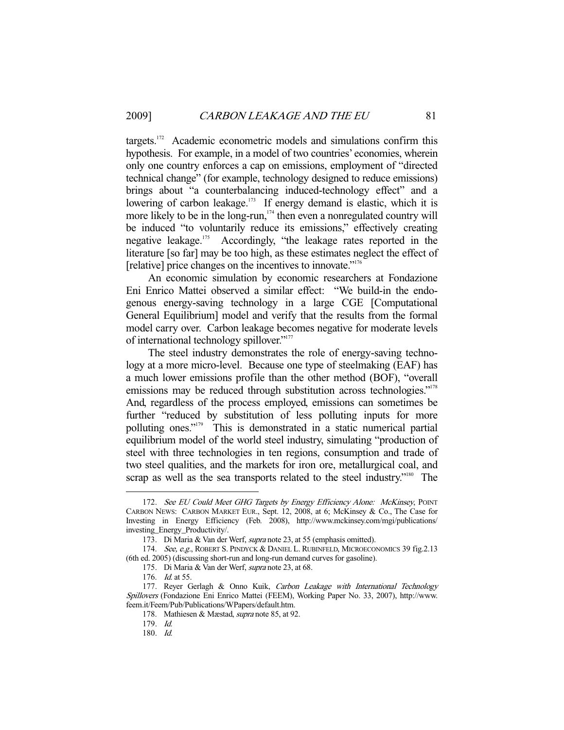targets.[172] Academic econometric models and simulations confirm this hypothesis. For example, in a model of two countries' economies, wherein only one country enforces a cap on emissions, employment of "directed technical change" (for example, technology designed to reduce emissions) brings about "a counterbalancing induced-technology effect" and a lowering of carbon leakage.[173] If energy demand is elastic, which it is more likely to be in the long-run,[174] then even a nonregulated country will be induced "to voluntarily reduce its emissions," effectively creating negative leakage.[175] Accordingly, "the leakage rates reported in the literature [so far] may be too high, as these estimates neglect the effect of [relative] price changes on the incentives to innovate."[176]

An economic simulation by economic researchers at Fondazione Eni Enrico Mattei observed a similar effect: "We build-in the endogenous energy-saving technology in a large CGE [Computational General Equilibrium] model and verify that the results from the formal model carry over. Carbon leakage becomes negative for moderate levels of international technology spillover."[177]

The steel industry demonstrates the role of energy-saving technology at a more micro-level. Because one type of steelmaking (EAF) has a much lower emissions profile than the other method (BOF), "overall emissions may be reduced through substitution across technologies."[178] And, regardless of the process employed, emissions can sometimes be further "reduced by substitution of less polluting inputs for more polluting ones."[179] This is demonstrated in a static numerical partial equilibrium model of the world steel industry, simulating "production of steel with three technologies in ten regions, consumption and trade of two steel qualities, and the markets for iron ore, metallurgical coal, and scrap as well as the sea transports related to the steel industry."[180] The

---

172. *See EU Could Meet GHG Targets by Energy Efficiency Alone: McKinsey*, POINT CARBON NEWS: CARBON MARKET EUR., Sept. 12, 2008, at 6; McKinsey & Co., The Case for Investing in Energy Efficiency (Feb. 2008), http://www.mckinsey.com/mgi/publications/investing_Energy_Productivity/.

173. Di Maria & Van der Werf, *supra* note 23, at 55 (emphasis omitted).

174. *See, e.g.*, ROBERT S. PINDYCK & DANIEL L. RUBINFELD, MICROECONOMICS 39 fig.2.13 (6th ed. 2005) (discussing short-run and long-run demand curves for gasoline).

175. Di Maria & Van der Werf, *supra* note 23, at 68.

176. *Id.* at 55.

177. Reyer Gerlagh & Onno Kuik, *Carbon Leakage with International Technology Spillovers* (Fondazione Eni Enrico Mattei (FEEM), Working Paper No. 33, 2007), http://www.feem.it/Feem/Pub/Publications/WPapers/default.htm.

178. Mathiesen & Mæstad, *supra* note 85, at 92.

179. *Id.*

180. *Id.*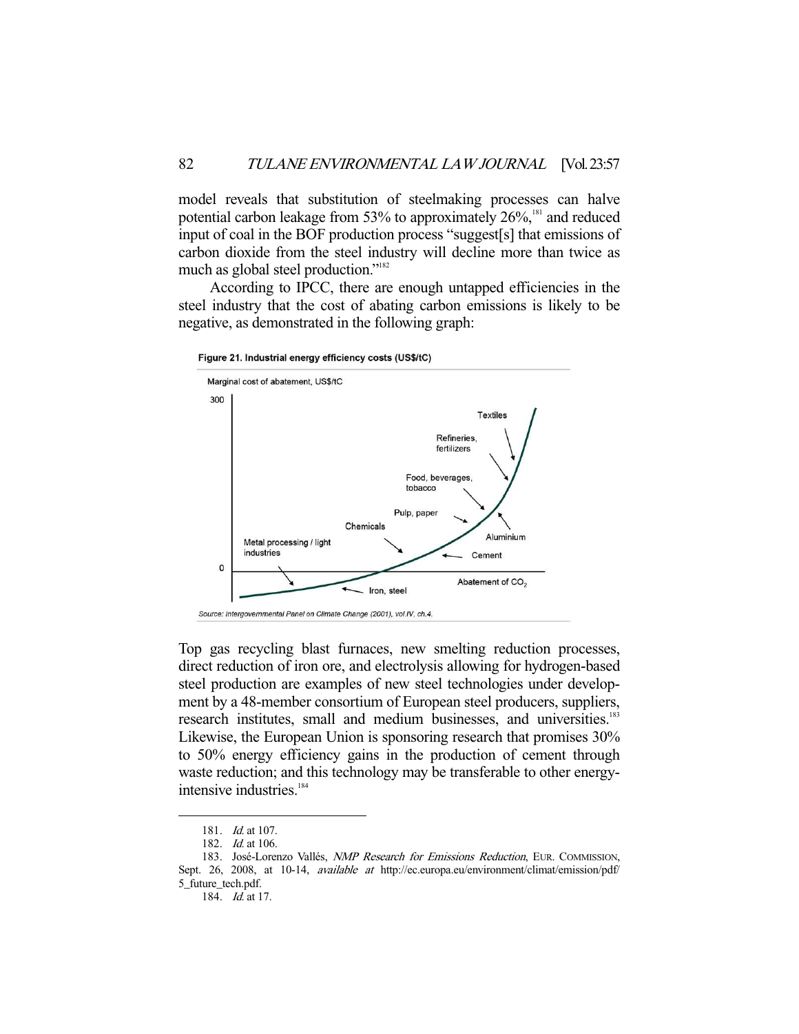model reveals that substitution of steelmaking processes can halve potential carbon leakage from 53% to approximately 26%,[181] and reduced input of coal in the BOF production process "suggest[s] that emissions of carbon dioxide from the steel industry will decline more than twice as much as global steel production."[182]

According to IPCC, there are enough untapped efficiencies in the steel industry that the cost of abating carbon emissions is likely to be negative, as demonstrated in the following graph:

**Figure 21. Industrial energy efficiency costs (US$/tC)**

*Source: Intergovernmental Panel on Climate Change (2001), vol.IV, ch.4.*

Top gas recycling blast furnaces, new smelting reduction processes, direct reduction of iron ore, and electrolysis allowing for hydrogen-based steel production are examples of new steel technologies under development by a 48-member consortium of European steel producers, suppliers, research institutes, small and medium businesses, and universities.[183] Likewise, the European Union is sponsoring research that promises 30% to 50% energy efficiency gains in the production of cement through waste reduction; and this technology may be transferable to other energy-intensive industries.[184]

---

181. *Id.* at 107.

182. *Id.* at 106.

183. José-Lorenzo Vallés, *NMP Research for Emissions Reduction*, EUR. COMMISSION, Sept. 26, 2008, at 10-14, *available at* http://ec.europa.eu/environment/climat/emission/pdf/5_future_tech.pdf.

184. *Id.* at 17.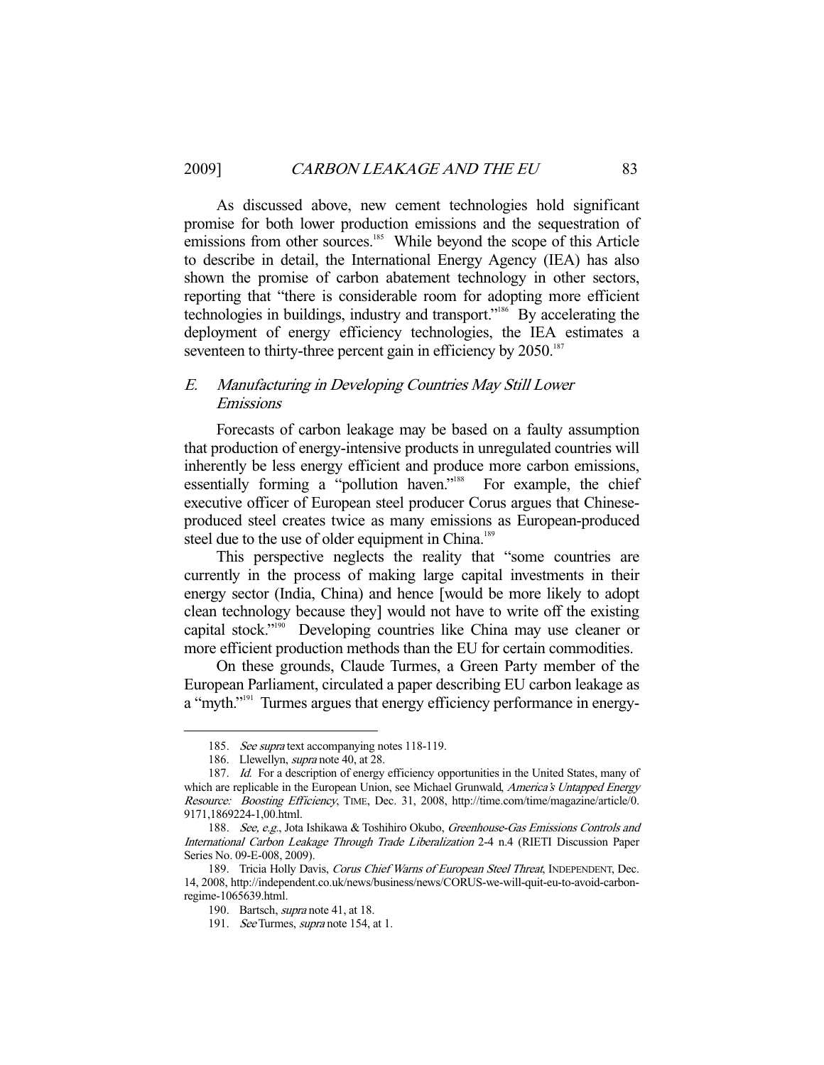As discussed above, new cement technologies hold significant promise for both lower production emissions and the sequestration of emissions from other sources.[185] While beyond the scope of this Article to describe in detail, the International Energy Agency (IEA) has also shown the promise of carbon abatement technology in other sectors, reporting that "there is considerable room for adopting more efficient technologies in buildings, industry and transport."[186] By accelerating the deployment of energy efficiency technologies, the IEA estimates a seventeen to thirty-three percent gain in efficiency by 2050.[187]

### *E. Manufacturing in Developing Countries May Still Lower Emissions*

Forecasts of carbon leakage may be based on a faulty assumption that production of energy-intensive products in unregulated countries will inherently be less energy efficient and produce more carbon emissions, essentially forming a "pollution haven."[188] For example, the chief executive officer of European steel producer Corus argues that Chinese-produced steel creates twice as many emissions as European-produced steel due to the use of older equipment in China.[189]

This perspective neglects the reality that "some countries are currently in the process of making large capital investments in their energy sector (India, China) and hence [would be more likely to adopt clean technology because they] would not have to write off the existing capital stock."[190] Developing countries like China may use cleaner or more efficient production methods than the EU for certain commodities.

On these grounds, Claude Turmes, a Green Party member of the European Parliament, circulated a paper describing EU carbon leakage as a "myth."[191] Turmes argues that energy efficiency performance in energy-

---

185. *See supra* text accompanying notes 118-119.

186. Llewellyn, *supra* note 40, at 28.

187. *Id.* For a description of energy efficiency opportunities in the United States, many of which are replicable in the European Union, see Michael Grunwald, *America's Untapped Energy Resource: Boosting Efficiency*, TIME, Dec. 31, 2008, http://time.com/time/magazine/article/0.9171,1869224-1,00.html.

188. *See, e.g.*, Jota Ishikawa & Toshihiro Okubo, *Greenhouse-Gas Emissions Controls and International Carbon Leakage Through Trade Liberalization* 2-4 n.4 (RIETI Discussion Paper Series No. 09-E-008, 2009).

189. Tricia Holly Davis, *Corus Chief Warns of European Steel Threat*, INDEPENDENT, Dec. 14, 2008, http://independent.co.uk/news/business/news/CORUS-we-will-quit-eu-to-avoid-carbon-regime-1065639.html.

190. Bartsch, *supra* note 41, at 18.

191. *See* Turmes, *supra* note 154, at 1.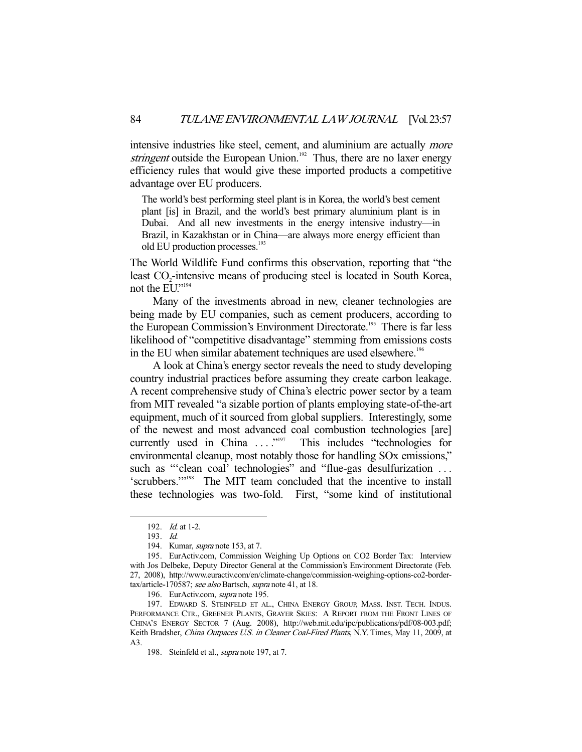intensive industries like steel, cement, and aluminium are actually *more stringent* outside the European Union.[192] Thus, there are no laxer energy efficiency rules that would give these imported products a competitive advantage over EU producers.

> The world's best performing steel plant is in Korea, the world's best cement plant [is] in Brazil, and the world's best primary aluminium plant is in Dubai. And all new investments in the energy intensive industry—in Brazil, in Kazakhstan or in China—are always more energy efficient than old EU production processes.[193]

The World Wildlife Fund confirms this observation, reporting that "the least $CO_2$-intensive means of producing steel is located in South Korea, not the EU."[194]

Many of the investments abroad in new, cleaner technologies are being made by EU companies, such as cement producers, according to the European Commission's Environment Directorate.[195] There is far less likelihood of "competitive disadvantage" stemming from emissions costs in the EU when similar abatement techniques are used elsewhere.[196]

A look at China's energy sector reveals the need to study developing country industrial practices before assuming they create carbon leakage. A recent comprehensive study of China's electric power sector by a team from MIT revealed "a sizable portion of plants employing state-of-the-art equipment, much of it sourced from global suppliers. Interestingly, some of the newest and most advanced coal combustion technologies [are] currently used in China . . . ."[197] This includes "technologies for environmental cleanup, most notably those for handling SOx emissions," such as "'clean coal' technologies" and "flue-gas desulfurization . . . 'scrubbers.'"[198] The MIT team concluded that the incentive to install these technologies was two-fold. First, "some kind of institutional

---

192. *Id.* at 1-2.

193. *Id.*

194. Kumar, *supra* note 153, at 7.

195. EurActiv.com, Commission Weighing Up Options on CO2 Border Tax: Interview with Jos Delbeke, Deputy Director General at the Commission's Environment Directorate (Feb. 27, 2008), http://www.euractiv.com/en/climate-change/commission-weighing-options-co2-border-tax/article-170587; *see also* Bartsch, *supra* note 41, at 18.

196. EurActiv.com, *supra* note 195.

197. EDWARD S. STEINFELD ET AL., CHINA ENERGY GROUP, MASS. INST. TECH. INDUS. PERFORMANCE CTR., GREENER PLANTS, GRAYER SKIES: A REPORT FROM THE FRONT LINES OF CHINA'S ENERGY SECTOR 7 (Aug. 2008), http://web.mit.edu/ipc/publications/pdf/08-003.pdf; Keith Bradsher, *China Outpaces U.S. in Cleaner Coal-Fired Plants*, N.Y. Times, May 11, 2009, at A3.

198. Steinfeld et al., *supra* note 197, at 7.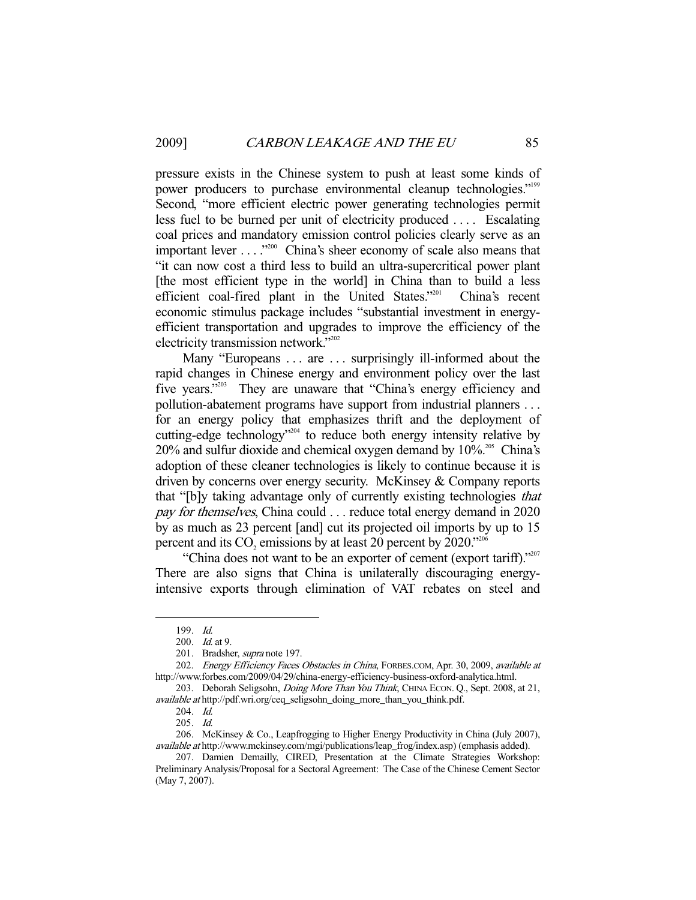pressure exists in the Chinese system to push at least some kinds of power producers to purchase environmental cleanup technologies."[199] Second, "more efficient electric power generating technologies permit less fuel to be burned per unit of electricity produced . . . . Escalating coal prices and mandatory emission control policies clearly serve as an important lever . . . ."[200] China's sheer economy of scale also means that "it can now cost a third less to build an ultra-supercritical power plant [the most efficient type in the world] in China than to build a less efficient coal-fired plant in the United States."[201] China's recent economic stimulus package includes "substantial investment in energy-efficient transportation and upgrades to improve the efficiency of the electricity transmission network."[202]

Many "Europeans . . . are . . . surprisingly ill-informed about the rapid changes in Chinese energy and environment policy over the last five years."[203] They are unaware that "China's energy efficiency and pollution-abatement programs have support from industrial planners . . . for an energy policy that emphasizes thrift and the deployment of cutting-edge technology"[204] to reduce both energy intensity relative by 20% and sulfur dioxide and chemical oxygen demand by 10%.[205] China's adoption of these cleaner technologies is likely to continue because it is driven by concerns over energy security. McKinsey & Company reports that "[b]y taking advantage only of currently existing technologies *that pay for themselves*, China could . . . reduce total energy demand in 2020 by as much as 23 percent [and] cut its projected oil imports by up to 15 percent and its $CO_2$ emissions by at least 20 percent by 2020."[206]

"China does not want to be an exporter of cement (export tariff)."[207] There are also signs that China is unilaterally discouraging energy-intensive exports through elimination of VAT rebates on steel and

---

199. *Id.*

200. *Id.* at 9.

201. Bradsher, *supra* note 197.

202. *Energy Efficiency Faces Obstacles in China*, FORBES.COM, Apr. 30, 2009, *available at* http://www.forbes.com/2009/04/29/china-energy-efficiency-business-oxford-analytica.html.

203. Deborah Seligsohn, *Doing More Than You Think*, CHINA ECON. Q., Sept. 2008, at 21, *available at* http://pdf.wri.org/ceq_seligsohn_doing_more_than_you_think.pdf.

204. *Id.*

205. *Id.*

206. McKinsey & Co., Leapfrogging to Higher Energy Productivity in China (July 2007), *available at* http://www.mckinsey.com/mgi/publications/leap_frog/index.asp) (emphasis added).

207. Damien Demailly, CIRED, Presentation at the Climate Strategies Workshop: Preliminary Analysis/Proposal for a Sectoral Agreement: The Case of the Chinese Cement Sector (May 7, 2007).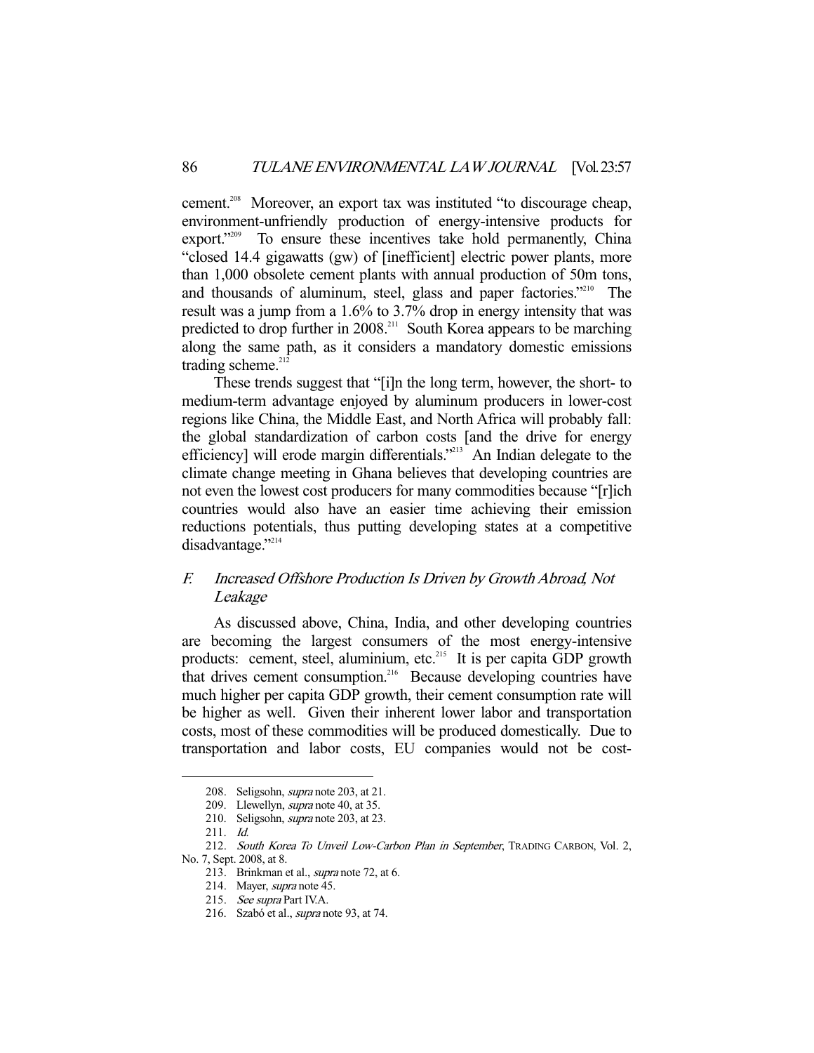cement.[208] Moreover, an export tax was instituted "to discourage cheap, environment-unfriendly production of energy-intensive products for export."[209] To ensure these incentives take hold permanently, China "closed 14.4 gigawatts (gw) of [inefficient] electric power plants, more than 1,000 obsolete cement plants with annual production of 50m tons, and thousands of aluminum, steel, glass and paper factories."[210] The result was a jump from a 1.6% to 3.7% drop in energy intensity that was predicted to drop further in 2008.[211] South Korea appears to be marching along the same path, as it considers a mandatory domestic emissions trading scheme.[212]

These trends suggest that "[i]n the long term, however, the short- to medium-term advantage enjoyed by aluminum producers in lower-cost regions like China, the Middle East, and North Africa will probably fall: the global standardization of carbon costs [and the drive for energy efficiency] will erode margin differentials."[213] An Indian delegate to the climate change meeting in Ghana believes that developing countries are not even the lowest cost producers for many commodities because "[r]ich countries would also have an easier time achieving their emission reductions potentials, thus putting developing states at a competitive disadvantage."[214]

### *F. Increased Offshore Production Is Driven by Growth Abroad, Not Leakage*

As discussed above, China, India, and other developing countries are becoming the largest consumers of the most energy-intensive products: cement, steel, aluminium, etc.[215] It is per capita GDP growth that drives cement consumption.[216] Because developing countries have much higher per capita GDP growth, their cement consumption rate will be higher as well. Given their inherent lower labor and transportation costs, most of these commodities will be produced domestically. Due to transportation and labor costs, EU companies would not be cost-

---

208. Seligsohn, *supra* note 203, at 21.

209. Llewellyn, *supra* note 40, at 35.

210. Seligsohn, *supra* note 203, at 23.

211. *Id.*

212. *South Korea To Unveil Low-Carbon Plan in September*, TRADING CARBON, Vol. 2, No. 7, Sept. 2008, at 8.

213. Brinkman et al., *supra* note 72, at 6.

214. Mayer, *supra* note 45.

215. *See supra* Part IV.A.

216. Szabó et al., *supra* note 93, at 74.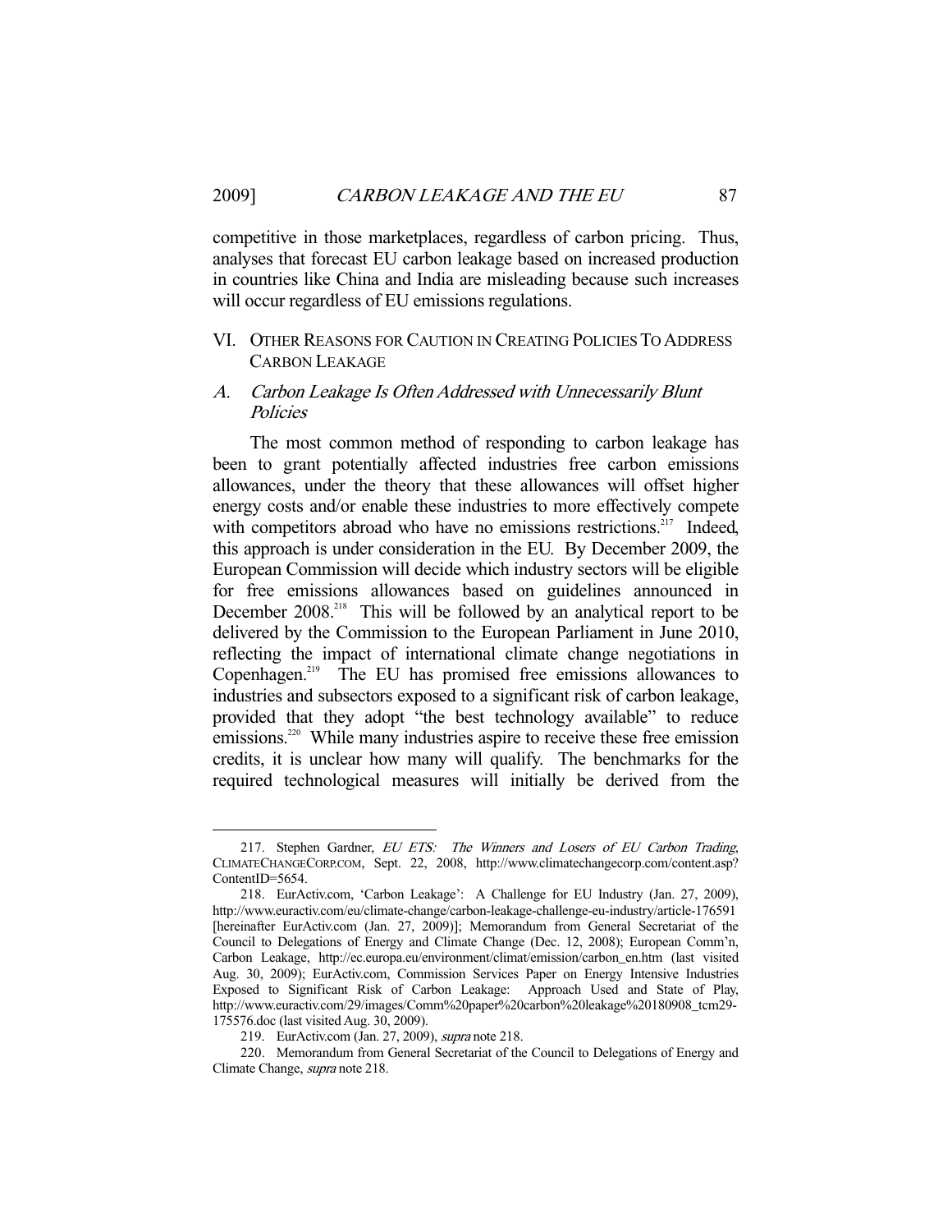competitive in those marketplaces, regardless of carbon pricing. Thus, analyses that forecast EU carbon leakage based on increased production in countries like China and India are misleading because such increases will occur regardless of EU emissions regulations.

## VI. Other Reasons for Caution in Creating Policies To Address Carbon Leakage

### A. *Carbon Leakage Is Often Addressed with Unnecessarily Blunt Policies*

The most common method of responding to carbon leakage has been to grant potentially affected industries free carbon emissions allowances, under the theory that these allowances will offset higher energy costs and/or enable these industries to more effectively compete with competitors abroad who have no emissions restrictions.[217] Indeed, this approach is under consideration in the EU. By December 2009, the European Commission will decide which industry sectors will be eligible for free emissions allowances based on guidelines announced in December 2008.[218] This will be followed by an analytical report to be delivered by the Commission to the European Parliament in June 2010, reflecting the impact of international climate change negotiations in Copenhagen.[219] The EU has promised free emissions allowances to industries and subsectors exposed to a significant risk of carbon leakage, provided that they adopt "the best technology available" to reduce emissions.[220] While many industries aspire to receive these free emission credits, it is unclear how many will qualify. The benchmarks for the required technological measures will initially be derived from the

---

217. Stephen Gardner, *EU ETS: The Winners and Losers of EU Carbon Trading*, ClimateChangeCorp.com, Sept. 22, 2008, http://www.climatechangecorp.com/content.asp?ContentID=5654.

218. EurActiv.com, 'Carbon Leakage': A Challenge for EU Industry (Jan. 27, 2009), http://www.euractiv.com/eu/climate-change/carbon-leakage-challenge-eu-industry/article-176591 [hereinafter EurActiv.com (Jan. 27, 2009)]; Memorandum from General Secretariat of the Council to Delegations of Energy and Climate Change (Dec. 12, 2008); European Comm'n, Carbon Leakage, http://ec.europa.eu/environment/climat/emission/carbon_en.htm (last visited Aug. 30, 2009); EurActiv.com, Commission Services Paper on Energy Intensive Industries Exposed to Significant Risk of Carbon Leakage: Approach Used and State of Play, http://www.euractiv.com/29/images/Comm%20paper%20carbon%20leakage%20180908_tcm29-175576.doc (last visited Aug. 30, 2009).

219. EurActiv.com (Jan. 27, 2009), *supra* note 218.

220. Memorandum from General Secretariat of the Council to Delegations of Energy and Climate Change, *supra* note 218.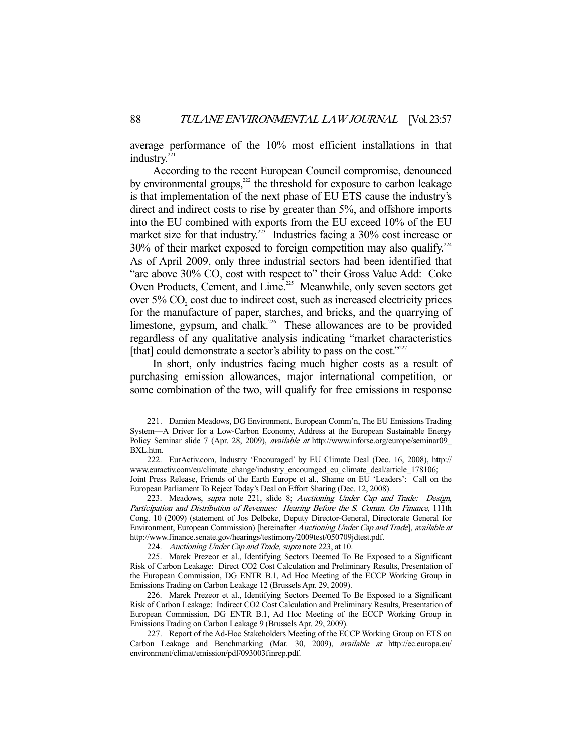average performance of the 10% most efficient installations in that industry.[221]

According to the recent European Council compromise, denounced by environmental groups,[222] the threshold for exposure to carbon leakage is that implementation of the next phase of EU ETS cause the industry's direct and indirect costs to rise by greater than 5%, and offshore imports into the EU combined with exports from the EU exceed 10% of the EU market size for that industry.[223] Industries facing a 30% cost increase or 30% of their market exposed to foreign competition may also qualify.[224] As of April 2009, only three industrial sectors had been identified that "are above 30% $CO_2$ cost with respect to" their Gross Value Add: Coke Oven Products, Cement, and Lime.[225] Meanwhile, only seven sectors get over 5% $CO_2$ cost due to indirect cost, such as increased electricity prices for the manufacture of paper, starches, and bricks, and the quarrying of limestone, gypsum, and chalk.[226] These allowances are to be provided regardless of any qualitative analysis indicating "market characteristics [that] could demonstrate a sector's ability to pass on the cost."[227]

In short, only industries facing much higher costs as a result of purchasing emission allowances, major international competition, or some combination of the two, will qualify for free emissions in response

---

221. Damien Meadows, DG Environment, European Comm'n, The EU Emissions Trading System—A Driver for a Low-Carbon Economy, Address at the European Sustainable Energy Policy Seminar slide 7 (Apr. 28, 2009), *available at* http://www.inforse.org/europe/seminar09_BXL.htm.

222. EurActiv.com, Industry 'Encouraged' by EU Climate Deal (Dec. 16, 2008), http://www.euractiv.com/eu/climate_change/industry_encouraged_eu_climate_deal/article_178106; Joint Press Release, Friends of the Earth Europe et al., Shame on EU 'Leaders': Call on the European Parliament To Reject Today's Deal on Effort Sharing (Dec. 12, 2008).

223. Meadows, *supra* note 221, slide 8; *Auctioning Under Cap and Trade: Design, Participation and Distribution of Revenues: Hearing Before the S. Comm. On Finance*, 111th Cong. 10 (2009) (statement of Jos Delbeke, Deputy Director-General, Directorate General for Environment, European Commission) [hereinafter *Auctioning Under Cap and Trade*], *available at* http://www.finance.senate.gov/hearings/testimony/2009test/050709jdtest.pdf.

224. *Auctioning Under Cap and Trade*, *supra* note 223, at 10.

225. Marek Prezeor et al., Identifying Sectors Deemed To Be Exposed to a Significant Risk of Carbon Leakage: Direct CO2 Cost Calculation and Preliminary Results, Presentation of the European Commission, DG ENTR B.1, Ad Hoc Meeting of the ECCP Working Group in Emissions Trading on Carbon Leakage 12 (Brussels Apr. 29, 2009).

226. Marek Prezeor et al., Identifying Sectors Deemed To Be Exposed to a Significant Risk of Carbon Leakage: Indirect CO2 Cost Calculation and Preliminary Results, Presentation of European Commission, DG ENTR B.1, Ad Hoc Meeting of the ECCP Working Group in Emissions Trading on Carbon Leakage 9 (Brussels Apr. 29, 2009).

227. Report of the Ad-Hoc Stakeholders Meeting of the ECCP Working Group on ETS on Carbon Leakage and Benchmarking (Mar. 30, 2009), *available at* http://ec.europa.eu/environment/climat/emission/pdf/093003finrep.pdf.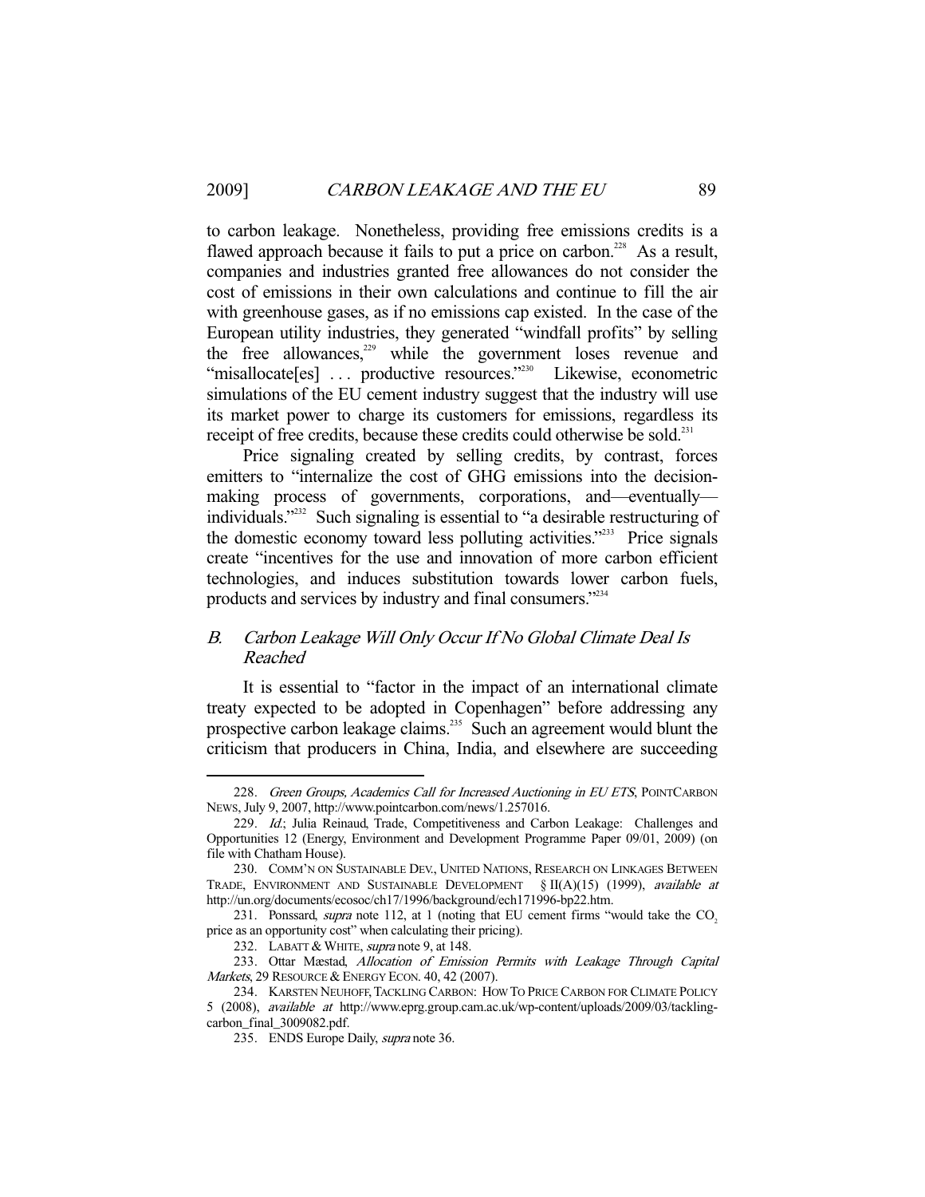to carbon leakage. Nonetheless, providing free emissions credits is a flawed approach because it fails to put a price on carbon.[228] As a result, companies and industries granted free allowances do not consider the cost of emissions in their own calculations and continue to fill the air with greenhouse gases, as if no emissions cap existed. In the case of the European utility industries, they generated "windfall profits" by selling the free allowances,[229] while the government loses revenue and "misallocate[es] . . . productive resources."[230] Likewise, econometric simulations of the EU cement industry suggest that the industry will use its market power to charge its customers for emissions, regardless its receipt of free credits, because these credits could otherwise be sold.[231]

Price signaling created by selling credits, by contrast, forces emitters to "internalize the cost of GHG emissions into the decision-making process of governments, corporations, and—eventually—individuals."[232] Such signaling is essential to "a desirable restructuring of the domestic economy toward less polluting activities."[233] Price signals create "incentives for the use and innovation of more carbon efficient technologies, and induces substitution towards lower carbon fuels, products and services by industry and final consumers."[234]

## *B. Carbon Leakage Will Only Occur If No Global Climate Deal Is Reached*

It is essential to "factor in the impact of an international climate treaty expected to be adopted in Copenhagen" before addressing any prospective carbon leakage claims.[235] Such an agreement would blunt the criticism that producers in China, India, and elsewhere are succeeding

---

228. *Green Groups, Academics Call for Increased Auctioning in EU ETS*, POINTCARBON NEWS, July 9, 2007, http://www.pointcarbon.com/news/1.257016.

229. *Id.*; Julia Reinaud, Trade, Competitiveness and Carbon Leakage: Challenges and Opportunities 12 (Energy, Environment and Development Programme Paper 09/01, 2009) (on file with Chatham House).

230. COMM'N ON SUSTAINABLE DEV., UNITED NATIONS, RESEARCH ON LINKAGES BETWEEN TRADE, ENVIRONMENT AND SUSTAINABLE DEVELOPMENT § II(A)(15) (1999), *available at* http://un.org/documents/ecosoc/ch17/1996/background/ech171996-bp22.htm.

231. Ponssard, *supra* note 112, at 1 (noting that EU cement firms "would take the $CO_2$ price as an opportunity cost" when calculating their pricing).

232. LABATT & WHITE, *supra* note 9, at 148.

233. Ottar Mæstad, *Allocation of Emission Permits with Leakage Through Capital Markets*, 29 RESOURCE & ENERGY ECON. 40, 42 (2007).

234. KARSTEN NEUHOFF, TACKLING CARBON: HOW TO PRICE CARBON FOR CLIMATE POLICY 5 (2008), *available at* http://www.eprg.group.cam.ac.uk/wp-content/uploads/2009/03/tackling-carbon_final_3009082.pdf.

235. ENDS Europe Daily, *supra* note 36.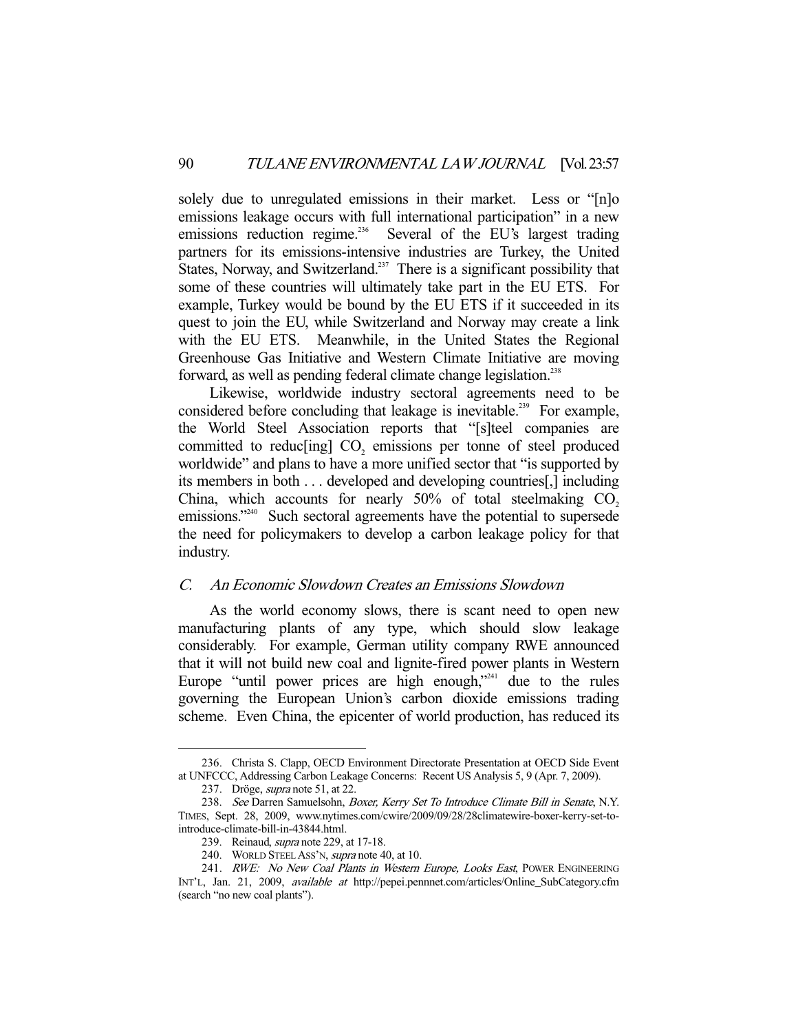solely due to unregulated emissions in their market. Less or "[n]o emissions leakage occurs with full international participation" in a new emissions reduction regime.[236] Several of the EU's largest trading partners for its emissions-intensive industries are Turkey, the United States, Norway, and Switzerland.[237] There is a significant possibility that some of these countries will ultimately take part in the EU ETS. For example, Turkey would be bound by the EU ETS if it succeeded in its quest to join the EU, while Switzerland and Norway may create a link with the EU ETS. Meanwhile, in the United States the Regional Greenhouse Gas Initiative and Western Climate Initiative are moving forward, as well as pending federal climate change legislation.[238]

Likewise, worldwide industry sectoral agreements need to be considered before concluding that leakage is inevitable.[239] For example, the World Steel Association reports that "[s]teel companies are committed to reduc[ing] $CO_2$ emissions per tonne of steel produced worldwide" and plans to have a more unified sector that "is supported by its members in both . . . developed and developing countries[,] including China, which accounts for nearly 50% of total steelmaking $CO_2$ emissions."[240] Such sectoral agreements have the potential to supersede the need for policymakers to develop a carbon leakage policy for that industry.

### C. *An Economic Slowdown Creates an Emissions Slowdown*

As the world economy slows, there is scant need to open new manufacturing plants of any type, which should slow leakage considerably. For example, German utility company RWE announced that it will not build new coal and lignite-fired power plants in Western Europe "until power prices are high enough,"[241] due to the rules governing the European Union's carbon dioxide emissions trading scheme. Even China, the epicenter of world production, has reduced its

---

236. Christa S. Clapp, OECD Environment Directorate Presentation at OECD Side Event at UNFCCC, Addressing Carbon Leakage Concerns: Recent US Analysis 5, 9 (Apr. 7, 2009).

237. Dröge, *supra* note 51, at 22.

238. *See* Darren Samuelsohn, *Boxer, Kerry Set To Introduce Climate Bill in Senate*, N.Y. TIMES, Sept. 28, 2009, www.nytimes.com/cwire/2009/09/28/28climatewire-boxer-kerry-set-to-introduce-climate-bill-in-43844.html.

239. Reinaud, *supra* note 229, at 17-18.

240. WORLD STEEL ASS'N, *supra* note 40, at 10.

241. *RWE: No New Coal Plants in Western Europe, Looks East*, POWER ENGINEERING INT'L, Jan. 21, 2009, *available at* http://pepei.pennnet.com/articles/Online_SubCategory.cfm (search "no new coal plants").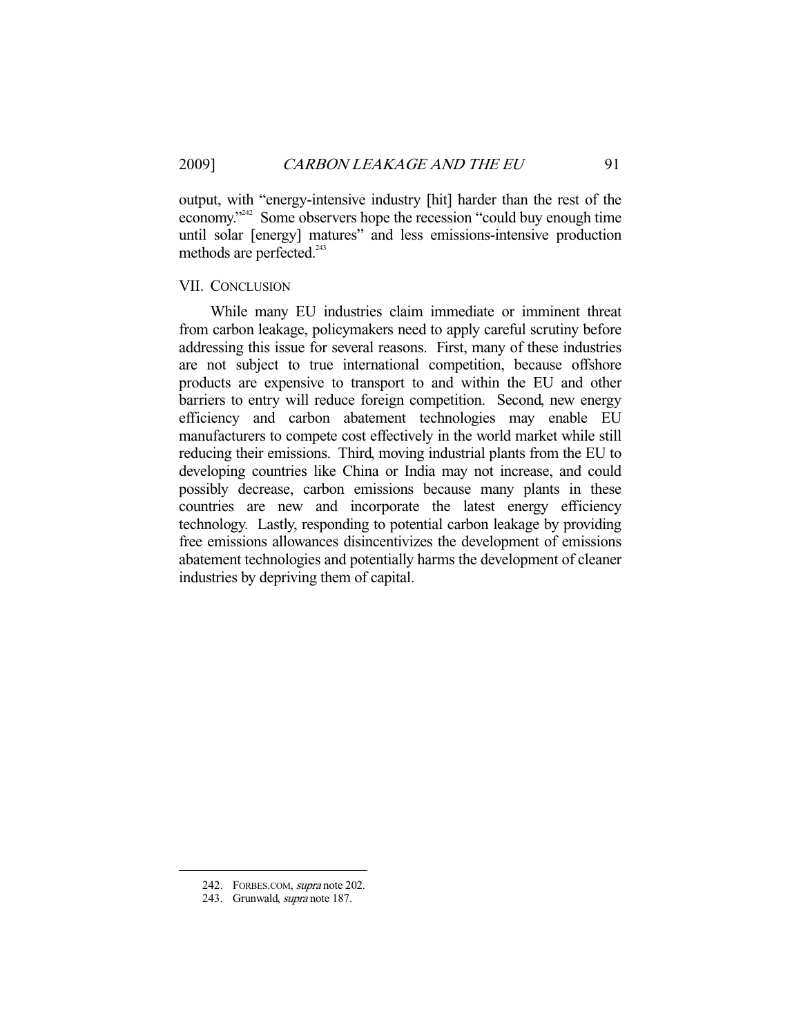output, with "energy-intensive industry [hit] harder than the rest of the economy."[242] Some observers hope the recession "could buy enough time until solar [energy] matures" and less emissions-intensive production methods are perfected.[243]

## VII. CONCLUSION

While many EU industries claim immediate or imminent threat from carbon leakage, policymakers need to apply careful scrutiny before addressing this issue for several reasons. First, many of these industries are not subject to true international competition, because offshore products are expensive to transport to and within the EU and other barriers to entry will reduce foreign competition. Second, new energy efficiency and carbon abatement technologies may enable EU manufacturers to compete cost effectively in the world market while still reducing their emissions. Third, moving industrial plants from the EU to developing countries like China or India may not increase, and could possibly decrease, carbon emissions because many plants in these countries are new and incorporate the latest energy efficiency technology. Lastly, responding to potential carbon leakage by providing free emissions allowances disincentivizes the development of emissions abatement technologies and potentially harms the development of cleaner industries by depriving them of capital.

---

242. FORBES.COM, *supra* note 202.

243. Grunwald, *supra* note 187.